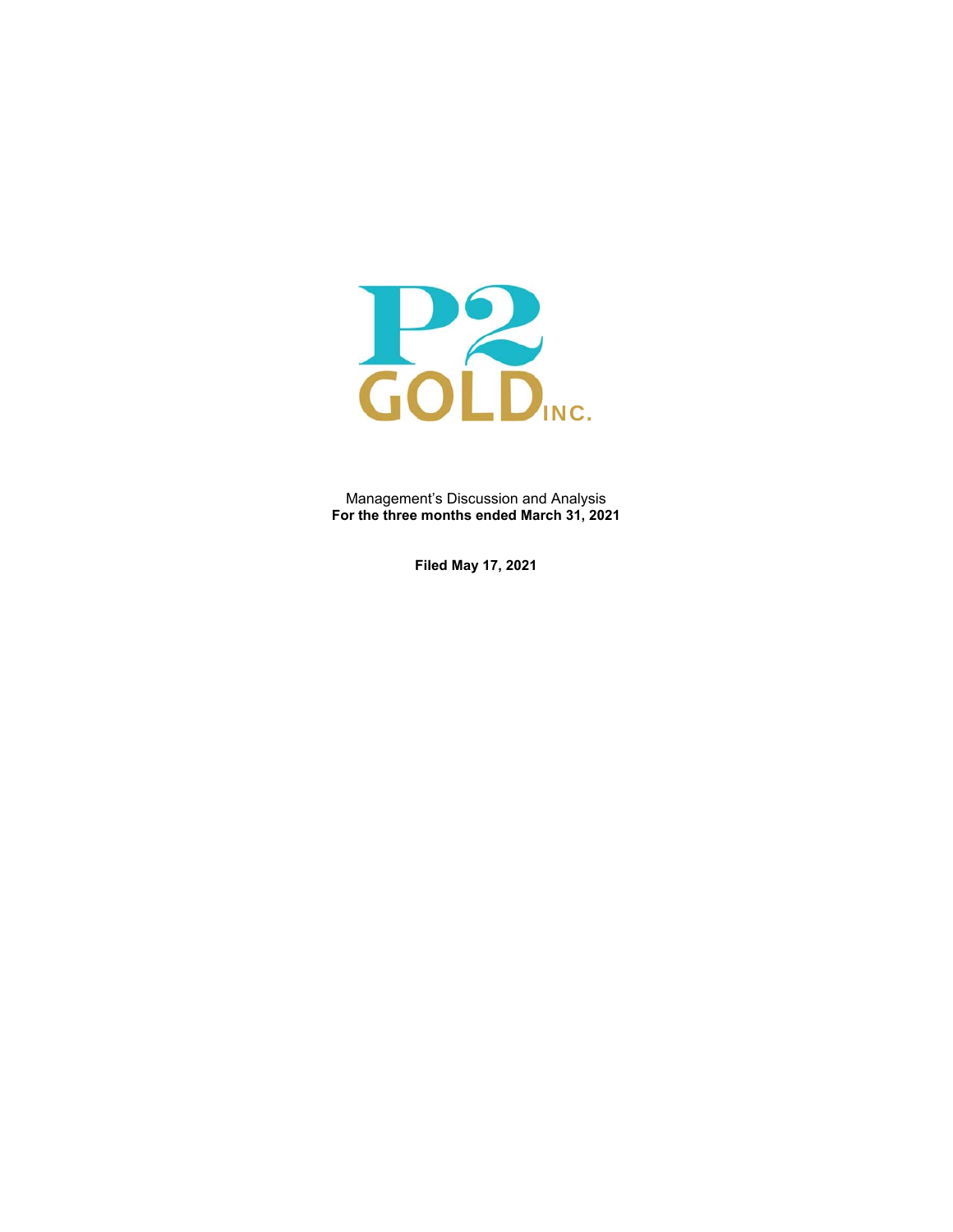P2 GOLD INC.

Management's Discussion and Analysis
**For the three months ended March 31, 2021**

**Filed May 17, 2021**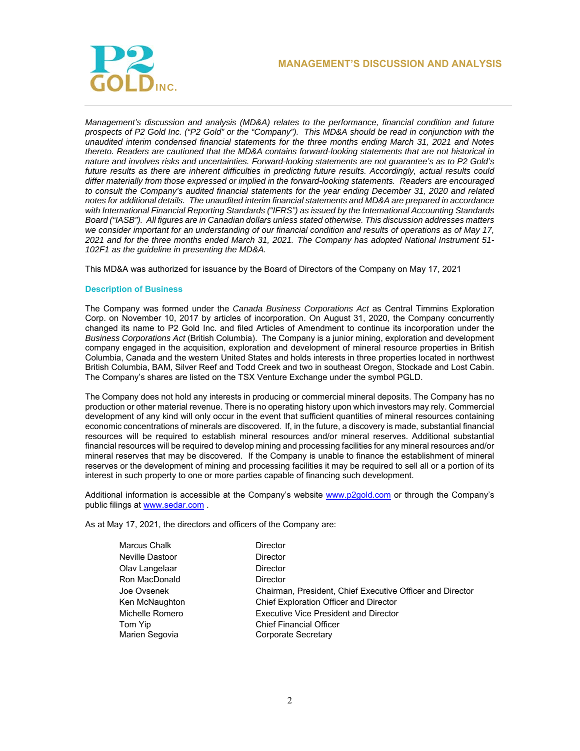# MANAGEMENT'S DISCUSSION AND ANALYSIS

*Management's discussion and analysis (MD&A) relates to the performance, financial condition and future prospects of P2 Gold Inc. ("P2 Gold" or the "Company"). This MD&A should be read in conjunction with the unaudited interim condensed financial statements for the three months ending March 31, 2021 and Notes thereto. Readers are cautioned that the MD&A contains forward-looking statements that are not historical in nature and involves risks and uncertainties. Forward-looking statements are not guarantee's as to P2 Gold's future results as there are inherent difficulties in predicting future results. Accordingly, actual results could differ materially from those expressed or implied in the forward-looking statements. Readers are encouraged to consult the Company's audited financial statements for the year ending December 31, 2020 and related notes for additional details. The unaudited interim financial statements and MD&A are prepared in accordance with International Financial Reporting Standards ("IFRS") as issued by the International Accounting Standards Board ("IASB"). All figures are in Canadian dollars unless stated otherwise. This discussion addresses matters we consider important for an understanding of our financial condition and results of operations as of May 17, 2021 and for the three months ended March 31, 2021. The Company has adopted National Instrument 51-102F1 as the guideline in presenting the MD&A.*

This MD&A was authorized for issuance by the Board of Directors of the Company on May 17, 2021

## Description of Business

The Company was formed under the *Canada Business Corporations Act* as Central Timmins Exploration Corp. on November 10, 2017 by articles of incorporation. On August 31, 2020, the Company concurrently changed its name to P2 Gold Inc. and filed Articles of Amendment to continue its incorporation under the *Business Corporations Act* (British Columbia). The Company is a junior mining, exploration and development company engaged in the acquisition, exploration and development of mineral resource properties in British Columbia, Canada and the western United States and holds interests in three properties located in northwest British Columbia, BAM, Silver Reef and Todd Creek and two in southeast Oregon, Stockade and Lost Cabin. The Company's shares are listed on the TSX Venture Exchange under the symbol PGLD.

The Company does not hold any interests in producing or commercial mineral deposits. The Company has no production or other material revenue. There is no operating history upon which investors may rely. Commercial development of any kind will only occur in the event that sufficient quantities of mineral resources containing economic concentrations of minerals are discovered. If, in the future, a discovery is made, substantial financial resources will be required to establish mineral resources and/or mineral reserves. Additional substantial financial resources will be required to develop mining and processing facilities for any mineral resources and/or mineral reserves that may be discovered. If the Company is unable to finance the establishment of mineral reserves or the development of mining and processing facilities it may be required to sell all or a portion of its interest in such property to one or more parties capable of financing such development.

Additional information is accessible at the Company's website www.p2gold.com or through the Company's public filings at www.sedar.com .

As at May 17, 2021, the directors and officers of the Company are:

| | |
|---|---|
| Marcus Chalk | Director |
| Neville Dastoor | Director |
| Olav Langelaar | Director |
| Ron MacDonald | Director |
| Joe Ovsenek | Chairman, President, Chief Executive Officer and Director |
| Ken McNaughton | Chief Exploration Officer and Director |
| Michelle Romero | Executive Vice President and Director |
| Tom Yip | Chief Financial Officer |
| Marien Segovia | Corporate Secretary |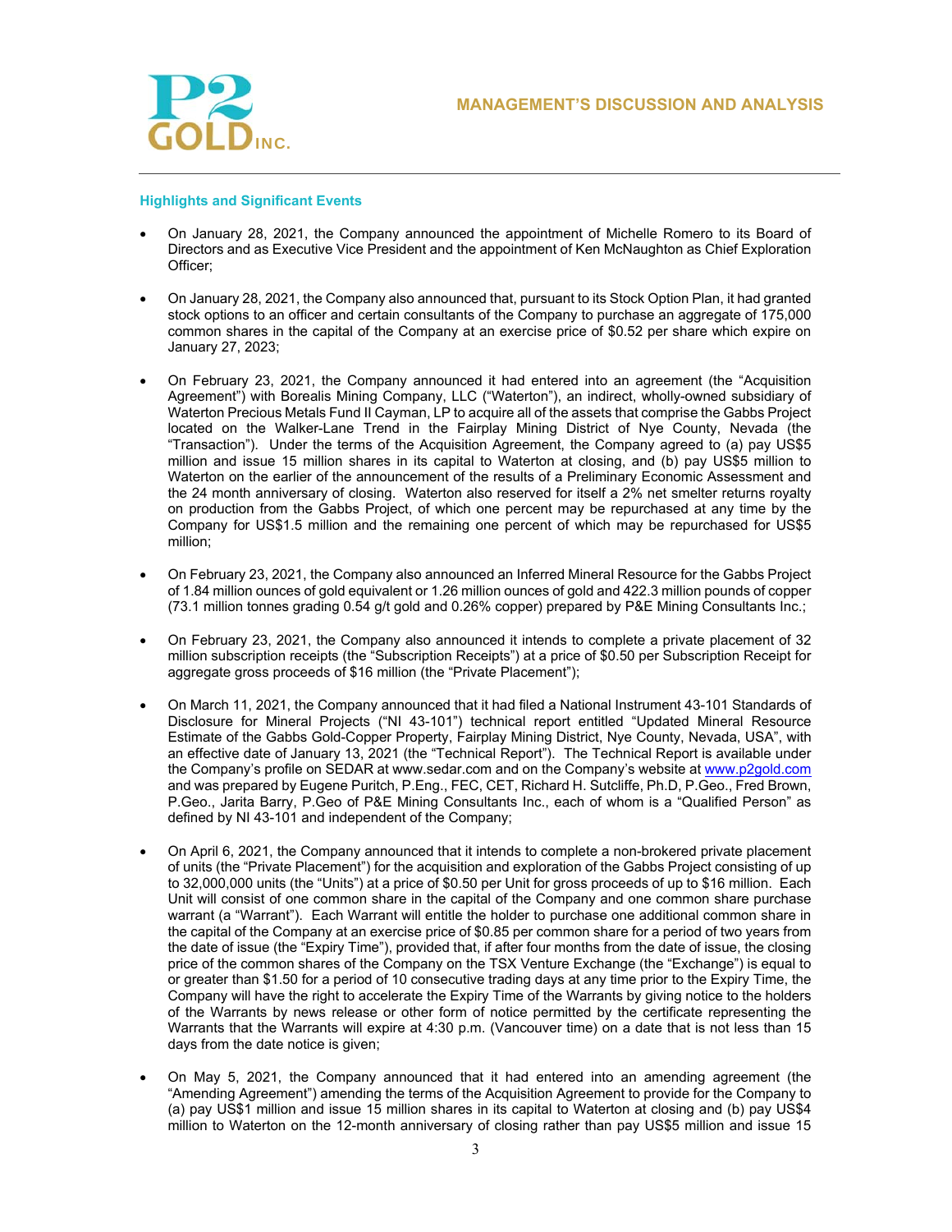## Highlights and Significant Events

- On January 28, 2021, the Company announced the appointment of Michelle Romero to its Board of Directors and as Executive Vice President and the appointment of Ken McNaughton as Chief Exploration Officer;

- On January 28, 2021, the Company also announced that, pursuant to its Stock Option Plan, it had granted stock options to an officer and certain consultants of the Company to purchase an aggregate of 175,000 common shares in the capital of the Company at an exercise price of $0.52 per share which expire on January 27, 2023;

- On February 23, 2021, the Company announced it had entered into an agreement (the "Acquisition Agreement") with Borealis Mining Company, LLC ("Waterton"), an indirect, wholly-owned subsidiary of Waterton Precious Metals Fund II Cayman, LP to acquire all of the assets that comprise the Gabbs Project located on the Walker-Lane Trend in the Fairplay Mining District of Nye County, Nevada (the "Transaction"). Under the terms of the Acquisition Agreement, the Company agreed to (a) pay US$5 million and issue 15 million shares in its capital to Waterton at closing, and (b) pay US$5 million to Waterton on the earlier of the announcement of the results of a Preliminary Economic Assessment and the 24 month anniversary of closing. Waterton also reserved for itself a 2% net smelter returns royalty on production from the Gabbs Project, of which one percent may be repurchased at any time by the Company for US$1.5 million and the remaining one percent of which may be repurchased for US$5 million;

- On February 23, 2021, the Company also announced an Inferred Mineral Resource for the Gabbs Project of 1.84 million ounces of gold equivalent or 1.26 million ounces of gold and 422.3 million pounds of copper (73.1 million tonnes grading 0.54 g/t gold and 0.26% copper) prepared by P&E Mining Consultants Inc.;

- On February 23, 2021, the Company also announced it intends to complete a private placement of 32 million subscription receipts (the "Subscription Receipts") at a price of $0.50 per Subscription Receipt for aggregate gross proceeds of $16 million (the "Private Placement");

- On March 11, 2021, the Company announced that it had filed a National Instrument 43-101 Standards of Disclosure for Mineral Projects ("NI 43-101") technical report entitled "Updated Mineral Resource Estimate of the Gabbs Gold-Copper Property, Fairplay Mining District, Nye County, Nevada, USA", with an effective date of January 13, 2021 (the "Technical Report"). The Technical Report is available under the Company's profile on SEDAR at www.sedar.com and on the Company's website at www.p2gold.com and was prepared by Eugene Puritch, P.Eng., FEC, CET, Richard H. Sutcliffe, Ph.D, P.Geo., Fred Brown, P.Geo., Jarita Barry, P.Geo of P&E Mining Consultants Inc., each of whom is a "Qualified Person" as defined by NI 43-101 and independent of the Company;

- On April 6, 2021, the Company announced that it intends to complete a non-brokered private placement of units (the "Private Placement") for the acquisition and exploration of the Gabbs Project consisting of up to 32,000,000 units (the "Units") at a price of $0.50 per Unit for gross proceeds of up to $16 million. Each Unit will consist of one common share in the capital of the Company and one common share purchase warrant (a "Warrant"). Each Warrant will entitle the holder to purchase one additional common share in the capital of the Company at an exercise price of $0.85 per common share for a period of two years from the date of issue (the "Expiry Time"), provided that, if after four months from the date of issue, the closing price of the common shares of the Company on the TSX Venture Exchange (the "Exchange") is equal to or greater than $1.50 for a period of 10 consecutive trading days at any time prior to the Expiry Time, the Company will have the right to accelerate the Expiry Time of the Warrants by giving notice to the holders of the Warrants by news release or other form of notice permitted by the certificate representing the Warrants that the Warrants will expire at 4:30 p.m. (Vancouver time) on a date that is not less than 15 days from the date notice is given;

- On May 5, 2021, the Company announced that it had entered into an amending agreement (the "Amending Agreement") amending the terms of the Acquisition Agreement to provide for the Company to (a) pay US$1 million and issue 15 million shares in its capital to Waterton at closing and (b) pay US$4 million to Waterton on the 12-month anniversary of closing rather than pay US$5 million and issue 15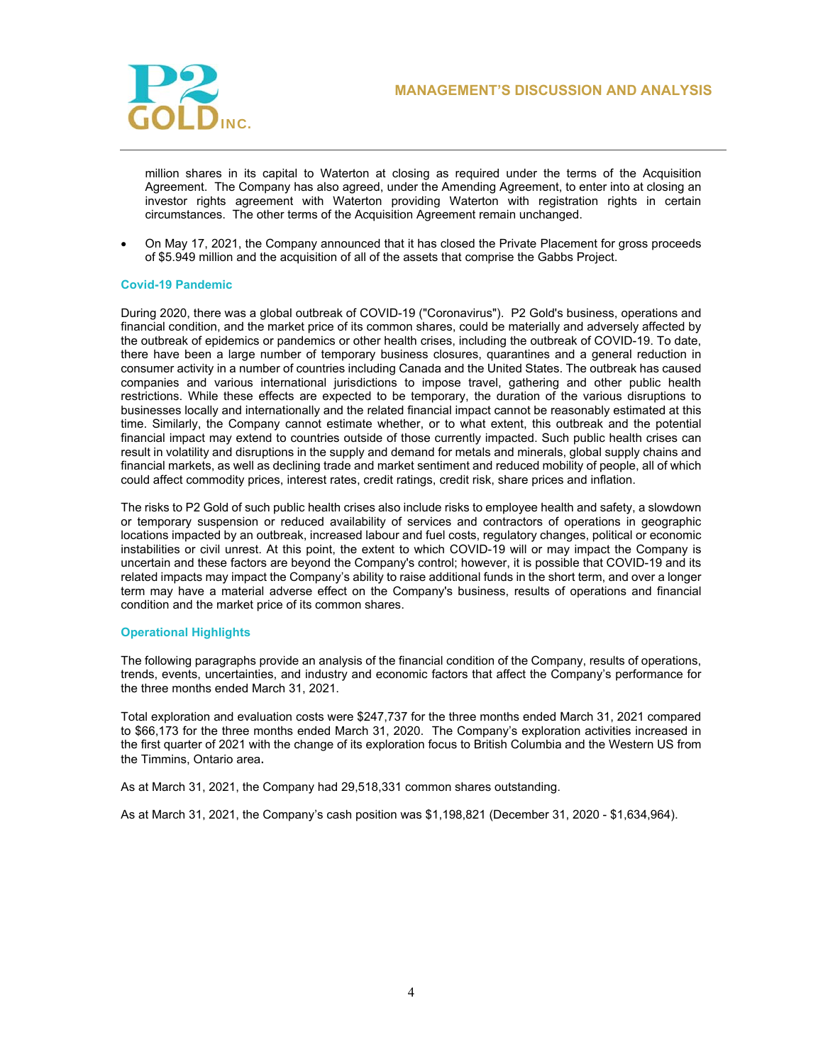million shares in its capital to Waterton at closing as required under the terms of the Acquisition Agreement. The Company has also agreed, under the Amending Agreement, to enter into at closing an investor rights agreement with Waterton providing Waterton with registration rights in certain circumstances. The other terms of the Acquisition Agreement remain unchanged.

- On May 17, 2021, the Company announced that it has closed the Private Placement for gross proceeds of $5.949 million and the acquisition of all of the assets that comprise the Gabbs Project.

### Covid-19 Pandemic

During 2020, there was a global outbreak of COVID-19 ("Coronavirus"). P2 Gold's business, operations and financial condition, and the market price of its common shares, could be materially and adversely affected by the outbreak of epidemics or pandemics or other health crises, including the outbreak of COVID-19. To date, there have been a large number of temporary business closures, quarantines and a general reduction in consumer activity in a number of countries including Canada and the United States. The outbreak has caused companies and various international jurisdictions to impose travel, gathering and other public health restrictions. While these effects are expected to be temporary, the duration of the various disruptions to businesses locally and internationally and the related financial impact cannot be reasonably estimated at this time. Similarly, the Company cannot estimate whether, or to what extent, this outbreak and the potential financial impact may extend to countries outside of those currently impacted. Such public health crises can result in volatility and disruptions in the supply and demand for metals and minerals, global supply chains and financial markets, as well as declining trade and market sentiment and reduced mobility of people, all of which could affect commodity prices, interest rates, credit ratings, credit risk, share prices and inflation.

The risks to P2 Gold of such public health crises also include risks to employee health and safety, a slowdown or temporary suspension or reduced availability of services and contractors of operations in geographic locations impacted by an outbreak, increased labour and fuel costs, regulatory changes, political or economic instabilities or civil unrest. At this point, the extent to which COVID-19 will or may impact the Company is uncertain and these factors are beyond the Company's control; however, it is possible that COVID-19 and its related impacts may impact the Company's ability to raise additional funds in the short term, and over a longer term may have a material adverse effect on the Company's business, results of operations and financial condition and the market price of its common shares.

### Operational Highlights

The following paragraphs provide an analysis of the financial condition of the Company, results of operations, trends, events, uncertainties, and industry and economic factors that affect the Company's performance for the three months ended March 31, 2021.

Total exploration and evaluation costs were $247,737 for the three months ended March 31, 2021 compared to $66,173 for the three months ended March 31, 2020. The Company's exploration activities increased in the first quarter of 2021 with the change of its exploration focus to British Columbia and the Western US from the Timmins, Ontario area.

As at March 31, 2021, the Company had 29,518,331 common shares outstanding.

As at March 31, 2021, the Company's cash position was $1,198,821 (December 31, 2020 - $1,634,964).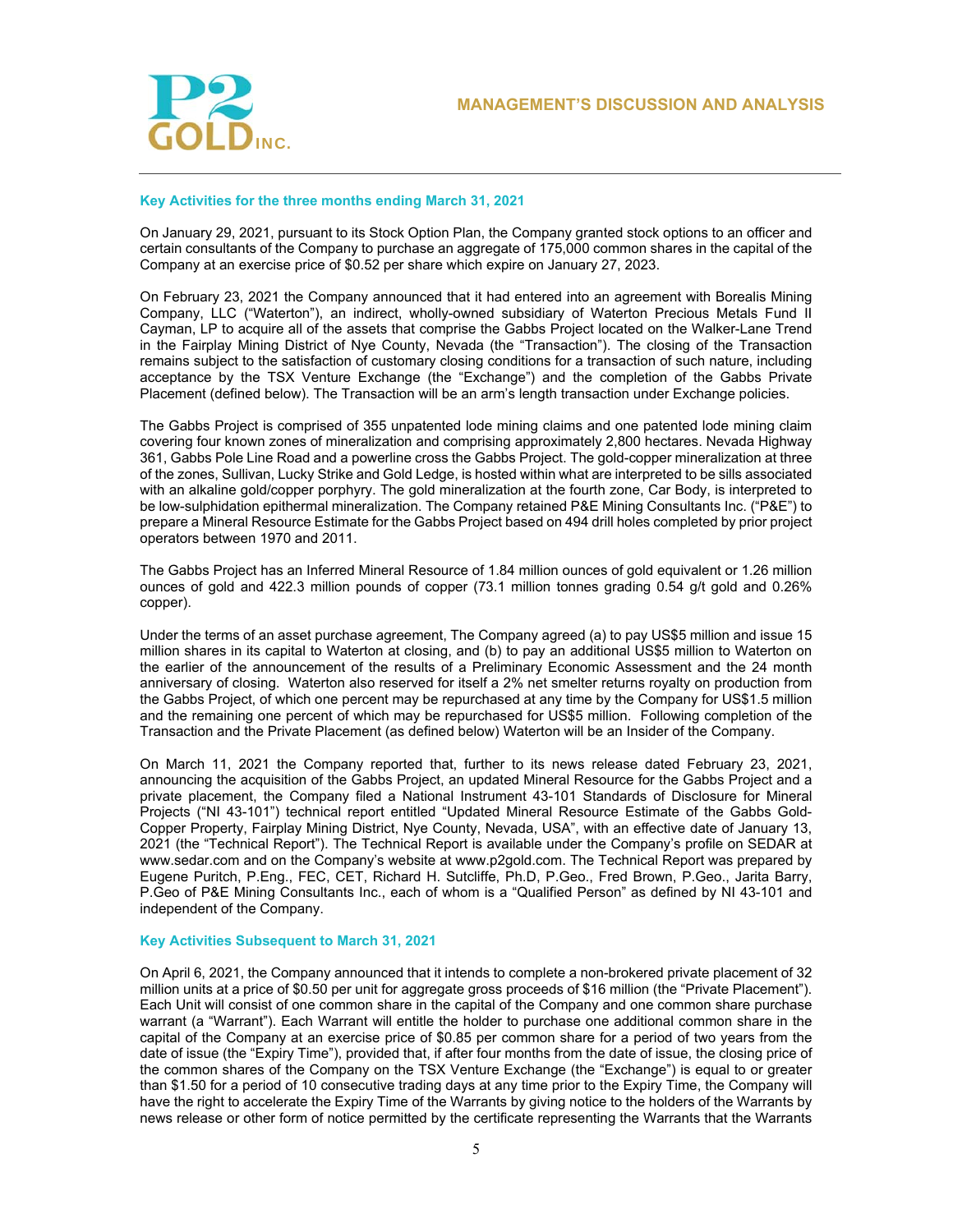### Key Activities for the three months ending March 31, 2021

On January 29, 2021, pursuant to its Stock Option Plan, the Company granted stock options to an officer and certain consultants of the Company to purchase an aggregate of 175,000 common shares in the capital of the Company at an exercise price of $0.52 per share which expire on January 27, 2023.

On February 23, 2021 the Company announced that it had entered into an agreement with Borealis Mining Company, LLC ("Waterton"), an indirect, wholly-owned subsidiary of Waterton Precious Metals Fund II Cayman, LP to acquire all of the assets that comprise the Gabbs Project located on the Walker-Lane Trend in the Fairplay Mining District of Nye County, Nevada (the "Transaction"). The closing of the Transaction remains subject to the satisfaction of customary closing conditions for a transaction of such nature, including acceptance by the TSX Venture Exchange (the "Exchange") and the completion of the Gabbs Private Placement (defined below). The Transaction will be an arm's length transaction under Exchange policies.

The Gabbs Project is comprised of 355 unpatented lode mining claims and one patented lode mining claim covering four known zones of mineralization and comprising approximately 2,800 hectares. Nevada Highway 361, Gabbs Pole Line Road and a powerline cross the Gabbs Project. The gold-copper mineralization at three of the zones, Sullivan, Lucky Strike and Gold Ledge, is hosted within what are interpreted to be sills associated with an alkaline gold/copper porphyry. The gold mineralization at the fourth zone, Car Body, is interpreted to be low-sulphidation epithermal mineralization. The Company retained P&E Mining Consultants Inc. ("P&E") to prepare a Mineral Resource Estimate for the Gabbs Project based on 494 drill holes completed by prior project operators between 1970 and 2011.

The Gabbs Project has an Inferred Mineral Resource of 1.84 million ounces of gold equivalent or 1.26 million ounces of gold and 422.3 million pounds of copper (73.1 million tonnes grading 0.54 g/t gold and 0.26% copper).

Under the terms of an asset purchase agreement, The Company agreed (a) to pay US$5 million and issue 15 million shares in its capital to Waterton at closing, and (b) to pay an additional US$5 million to Waterton on the earlier of the announcement of the results of a Preliminary Economic Assessment and the 24 month anniversary of closing. Waterton also reserved for itself a 2% net smelter returns royalty on production from the Gabbs Project, of which one percent may be repurchased at any time by the Company for US$1.5 million and the remaining one percent of which may be repurchased for US$5 million. Following completion of the Transaction and the Private Placement (as defined below) Waterton will be an Insider of the Company.

On March 11, 2021 the Company reported that, further to its news release dated February 23, 2021, announcing the acquisition of the Gabbs Project, an updated Mineral Resource for the Gabbs Project and a private placement, the Company filed a National Instrument 43-101 Standards of Disclosure for Mineral Projects ("NI 43-101") technical report entitled "Updated Mineral Resource Estimate of the Gabbs Gold-Copper Property, Fairplay Mining District, Nye County, Nevada, USA", with an effective date of January 13, 2021 (the "Technical Report"). The Technical Report is available under the Company's profile on SEDAR at www.sedar.com and on the Company's website at www.p2gold.com. The Technical Report was prepared by Eugene Puritch, P.Eng., FEC, CET, Richard H. Sutcliffe, Ph.D, P.Geo., Fred Brown, P.Geo., Jarita Barry, P.Geo of P&E Mining Consultants Inc., each of whom is a "Qualified Person" as defined by NI 43-101 and independent of the Company.

### Key Activities Subsequent to March 31, 2021

On April 6, 2021, the Company announced that it intends to complete a non-brokered private placement of 32 million units at a price of $0.50 per unit for aggregate gross proceeds of $16 million (the "Private Placement"). Each Unit will consist of one common share in the capital of the Company and one common share purchase warrant (a "Warrant"). Each Warrant will entitle the holder to purchase one additional common share in the capital of the Company at an exercise price of $0.85 per common share for a period of two years from the date of issue (the "Expiry Time"), provided that, if after four months from the date of issue, the closing price of the common shares of the Company on the TSX Venture Exchange (the "Exchange") is equal to or greater than $1.50 for a period of 10 consecutive trading days at any time prior to the Expiry Time, the Company will have the right to accelerate the Expiry Time of the Warrants by giving notice to the holders of the Warrants by news release or other form of notice permitted by the certificate representing the Warrants that the Warrants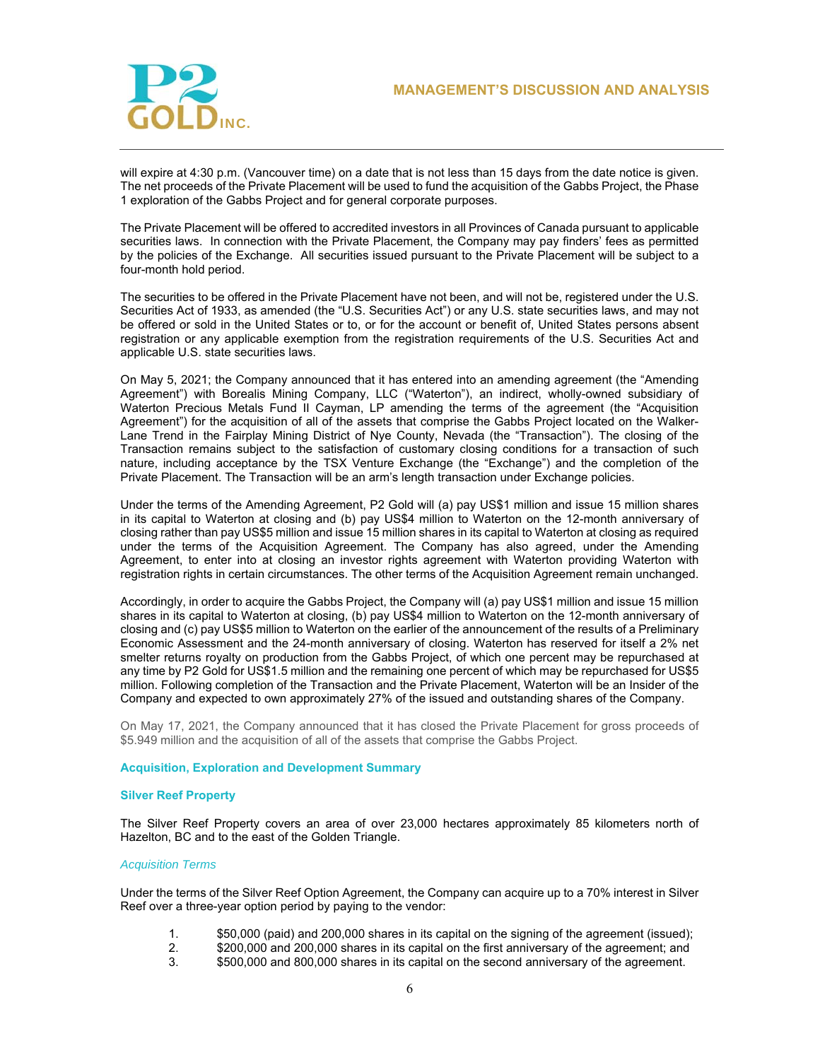will expire at 4:30 p.m. (Vancouver time) on a date that is not less than 15 days from the date notice is given. The net proceeds of the Private Placement will be used to fund the acquisition of the Gabbs Project, the Phase 1 exploration of the Gabbs Project and for general corporate purposes.

The Private Placement will be offered to accredited investors in all Provinces of Canada pursuant to applicable securities laws. In connection with the Private Placement, the Company may pay finders' fees as permitted by the policies of the Exchange. All securities issued pursuant to the Private Placement will be subject to a four-month hold period.

The securities to be offered in the Private Placement have not been, and will not be, registered under the U.S. Securities Act of 1933, as amended (the "U.S. Securities Act") or any U.S. state securities laws, and may not be offered or sold in the United States or to, or for the account or benefit of, United States persons absent registration or any applicable exemption from the registration requirements of the U.S. Securities Act and applicable U.S. state securities laws.

On May 5, 2021; the Company announced that it has entered into an amending agreement (the "Amending Agreement") with Borealis Mining Company, LLC ("Waterton"), an indirect, wholly-owned subsidiary of Waterton Precious Metals Fund II Cayman, LP amending the terms of the agreement (the "Acquisition Agreement") for the acquisition of all of the assets that comprise the Gabbs Project located on the Walker-Lane Trend in the Fairplay Mining District of Nye County, Nevada (the "Transaction"). The closing of the Transaction remains subject to the satisfaction of customary closing conditions for a transaction of such nature, including acceptance by the TSX Venture Exchange (the "Exchange") and the completion of the Private Placement. The Transaction will be an arm's length transaction under Exchange policies.

Under the terms of the Amending Agreement, P2 Gold will (a) pay US$1 million and issue 15 million shares in its capital to Waterton at closing and (b) pay US$4 million to Waterton on the 12-month anniversary of closing rather than pay US$5 million and issue 15 million shares in its capital to Waterton at closing as required under the terms of the Acquisition Agreement. The Company has also agreed, under the Amending Agreement, to enter into at closing an investor rights agreement with Waterton providing Waterton with registration rights in certain circumstances. The other terms of the Acquisition Agreement remain unchanged.

Accordingly, in order to acquire the Gabbs Project, the Company will (a) pay US$1 million and issue 15 million shares in its capital to Waterton at closing, (b) pay US$4 million to Waterton on the 12-month anniversary of closing and (c) pay US$5 million to Waterton on the earlier of the announcement of the results of a Preliminary Economic Assessment and the 24-month anniversary of closing. Waterton has reserved for itself a 2% net smelter returns royalty on production from the Gabbs Project, of which one percent may be repurchased at any time by P2 Gold for US$1.5 million and the remaining one percent of which may be repurchased for US$5 million. Following completion of the Transaction and the Private Placement, Waterton will be an Insider of the Company and expected to own approximately 27% of the issued and outstanding shares of the Company.

On May 17, 2021, the Company announced that it has closed the Private Placement for gross proceeds of $5.949 million and the acquisition of all of the assets that comprise the Gabbs Project.

## Acquisition, Exploration and Development Summary

### Silver Reef Property

The Silver Reef Property covers an area of over 23,000 hectares approximately 85 kilometers north of Hazelton, BC and to the east of the Golden Triangle.

#### *Acquisition Terms*

Under the terms of the Silver Reef Option Agreement, the Company can acquire up to a 70% interest in Silver Reef over a three-year option period by paying to the vendor:

1. $50,000 (paid) and 200,000 shares in its capital on the signing of the agreement (issued);
2. $200,000 and 200,000 shares in its capital on the first anniversary of the agreement; and
3. $500,000 and 800,000 shares in its capital on the second anniversary of the agreement.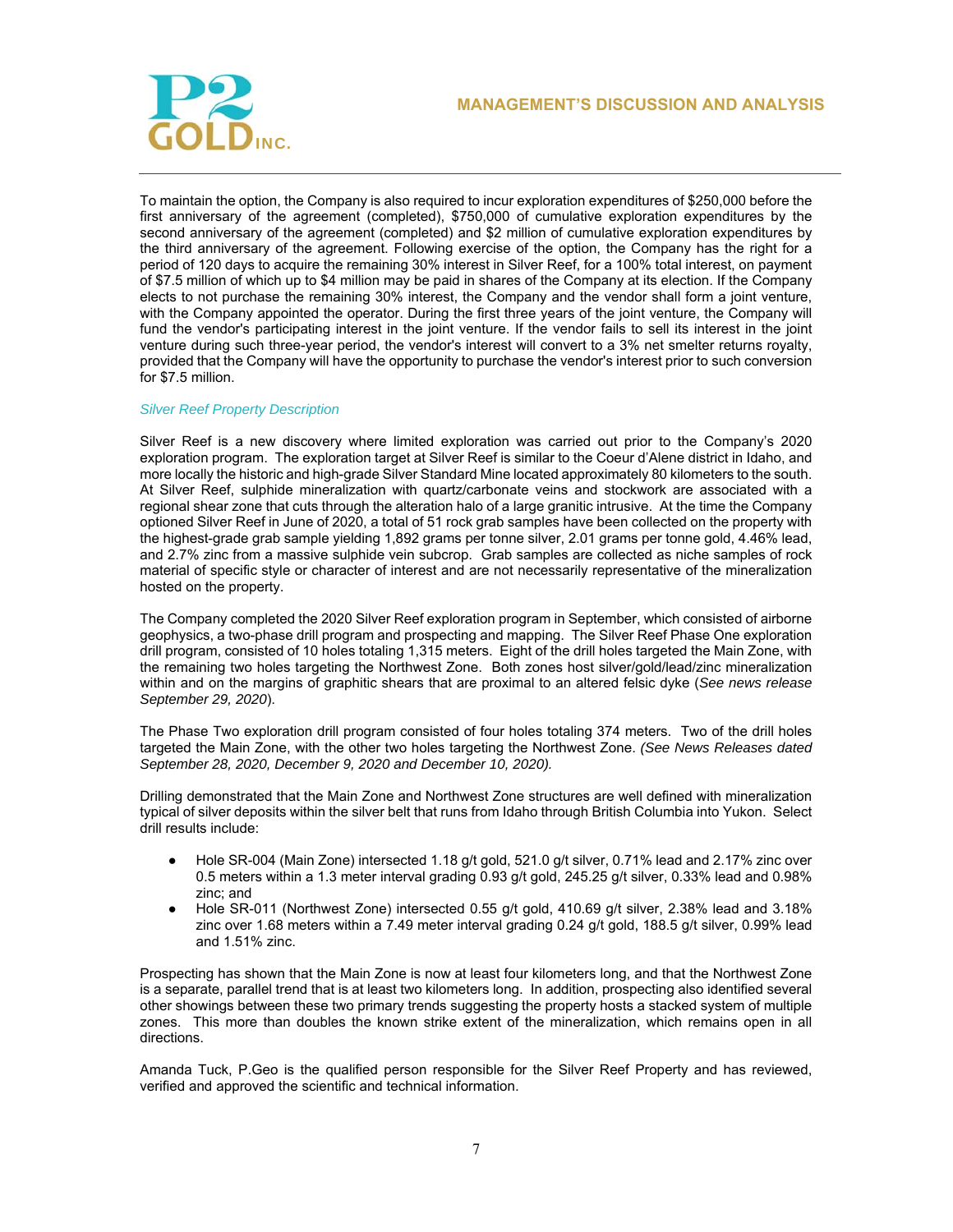To maintain the option, the Company is also required to incur exploration expenditures of $250,000 before the first anniversary of the agreement (completed), $750,000 of cumulative exploration expenditures by the second anniversary of the agreement (completed) and $2 million of cumulative exploration expenditures by the third anniversary of the agreement. Following exercise of the option, the Company has the right for a period of 120 days to acquire the remaining 30% interest in Silver Reef, for a 100% total interest, on payment of $7.5 million of which up to $4 million may be paid in shares of the Company at its election. If the Company elects to not purchase the remaining 30% interest, the Company and the vendor shall form a joint venture, with the Company appointed the operator. During the first three years of the joint venture, the Company will fund the vendor's participating interest in the joint venture. If the vendor fails to sell its interest in the joint venture during such three-year period, the vendor's interest will convert to a 3% net smelter returns royalty, provided that the Company will have the opportunity to purchase the vendor's interest prior to such conversion for $7.5 million.

*Silver Reef Property Description*

Silver Reef is a new discovery where limited exploration was carried out prior to the Company's 2020 exploration program. The exploration target at Silver Reef is similar to the Coeur d'Alene district in Idaho, and more locally the historic and high-grade Silver Standard Mine located approximately 80 kilometers to the south. At Silver Reef, sulphide mineralization with quartz/carbonate veins and stockwork are associated with a regional shear zone that cuts through the alteration halo of a large granitic intrusive. At the time the Company optioned Silver Reef in June of 2020, a total of 51 rock grab samples have been collected on the property with the highest-grade grab sample yielding 1,892 grams per tonne silver, 2.01 grams per tonne gold, 4.46% lead, and 2.7% zinc from a massive sulphide vein subcrop. Grab samples are collected as niche samples of rock material of specific style or character of interest and are not necessarily representative of the mineralization hosted on the property.

The Company completed the 2020 Silver Reef exploration program in September, which consisted of airborne geophysics, a two-phase drill program and prospecting and mapping. The Silver Reef Phase One exploration drill program, consisted of 10 holes totaling 1,315 meters. Eight of the drill holes targeted the Main Zone, with the remaining two holes targeting the Northwest Zone. Both zones host silver/gold/lead/zinc mineralization within and on the margins of graphitic shears that are proximal to an altered felsic dyke (*See news release September 29, 2020*).

The Phase Two exploration drill program consisted of four holes totaling 374 meters. Two of the drill holes targeted the Main Zone, with the other two holes targeting the Northwest Zone. *(See News Releases dated September 28, 2020, December 9, 2020 and December 10, 2020).*

Drilling demonstrated that the Main Zone and Northwest Zone structures are well defined with mineralization typical of silver deposits within the silver belt that runs from Idaho through British Columbia into Yukon. Select drill results include:

- Hole SR-004 (Main Zone) intersected 1.18 g/t gold, 521.0 g/t silver, 0.71% lead and 2.17% zinc over 0.5 meters within a 1.3 meter interval grading 0.93 g/t gold, 245.25 g/t silver, 0.33% lead and 0.98% zinc; and
- Hole SR-011 (Northwest Zone) intersected 0.55 g/t gold, 410.69 g/t silver, 2.38% lead and 3.18% zinc over 1.68 meters within a 7.49 meter interval grading 0.24 g/t gold, 188.5 g/t silver, 0.99% lead and 1.51% zinc.

Prospecting has shown that the Main Zone is now at least four kilometers long, and that the Northwest Zone is a separate, parallel trend that is at least two kilometers long. In addition, prospecting also identified several other showings between these two primary trends suggesting the property hosts a stacked system of multiple zones. This more than doubles the known strike extent of the mineralization, which remains open in all directions.

Amanda Tuck, P.Geo is the qualified person responsible for the Silver Reef Property and has reviewed, verified and approved the scientific and technical information.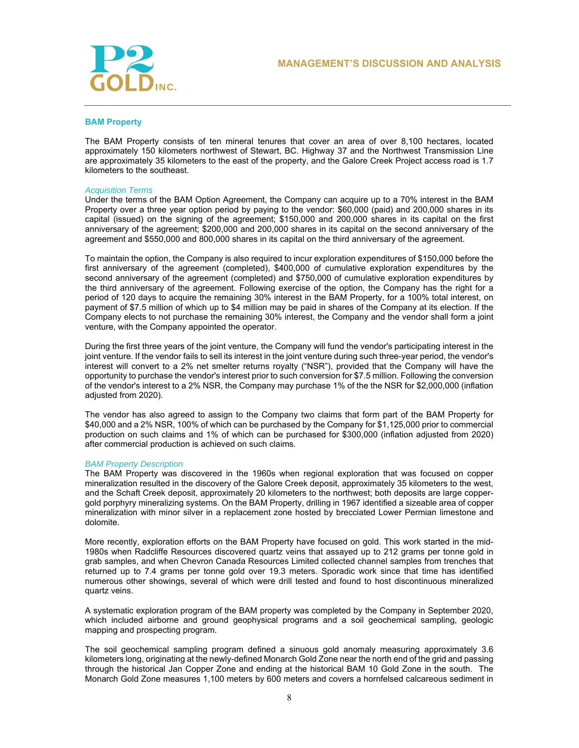## BAM Property

The BAM Property consists of ten mineral tenures that cover an area of over 8,100 hectares, located approximately 150 kilometers northwest of Stewart, BC. Highway 37 and the Northwest Transmission Line are approximately 35 kilometers to the east of the property, and the Galore Creek Project access road is 1.7 kilometers to the southeast.

*Acquisition Terms*

Under the terms of the BAM Option Agreement, the Company can acquire up to a 70% interest in the BAM Property over a three year option period by paying to the vendor: $60,000 (paid) and 200,000 shares in its capital (issued) on the signing of the agreement; $150,000 and 200,000 shares in its capital on the first anniversary of the agreement; $200,000 and 200,000 shares in its capital on the second anniversary of the agreement and $550,000 and 800,000 shares in its capital on the third anniversary of the agreement.

To maintain the option, the Company is also required to incur exploration expenditures of $150,000 before the first anniversary of the agreement (completed), $400,000 of cumulative exploration expenditures by the second anniversary of the agreement (completed) and $750,000 of cumulative exploration expenditures by the third anniversary of the agreement. Following exercise of the option, the Company has the right for a period of 120 days to acquire the remaining 30% interest in the BAM Property, for a 100% total interest, on payment of $7.5 million of which up to $4 million may be paid in shares of the Company at its election. If the Company elects to not purchase the remaining 30% interest, the Company and the vendor shall form a joint venture, with the Company appointed the operator.

During the first three years of the joint venture, the Company will fund the vendor's participating interest in the joint venture. If the vendor fails to sell its interest in the joint venture during such three-year period, the vendor's interest will convert to a 2% net smelter returns royalty ("NSR"), provided that the Company will have the opportunity to purchase the vendor's interest prior to such conversion for $7.5 million. Following the conversion of the vendor's interest to a 2% NSR, the Company may purchase 1% of the the NSR for $2,000,000 (inflation adjusted from 2020).

The vendor has also agreed to assign to the Company two claims that form part of the BAM Property for $40,000 and a 2% NSR, 100% of which can be purchased by the Company for $1,125,000 prior to commercial production on such claims and 1% of which can be purchased for $300,000 (inflation adjusted from 2020) after commercial production is achieved on such claims.

*BAM Property Description*

The BAM Property was discovered in the 1960s when regional exploration that was focused on copper mineralization resulted in the discovery of the Galore Creek deposit, approximately 35 kilometers to the west, and the Schaft Creek deposit, approximately 20 kilometers to the northwest; both deposits are large copper-gold porphyry mineralizing systems. On the BAM Property, drilling in 1967 identified a sizeable area of copper mineralization with minor silver in a replacement zone hosted by brecciated Lower Permian limestone and dolomite.

More recently, exploration efforts on the BAM Property have focused on gold. This work started in the mid-1980s when Radcliffe Resources discovered quartz veins that assayed up to 212 grams per tonne gold in grab samples, and when Chevron Canada Resources Limited collected channel samples from trenches that returned up to 7.4 grams per tonne gold over 19.3 meters. Sporadic work since that time has identified numerous other showings, several of which were drill tested and found to host discontinuous mineralized quartz veins.

A systematic exploration program of the BAM property was completed by the Company in September 2020, which included airborne and ground geophysical programs and a soil geochemical sampling, geologic mapping and prospecting program.

The soil geochemical sampling program defined a sinuous gold anomaly measuring approximately 3.6 kilometers long, originating at the newly-defined Monarch Gold Zone near the north end of the grid and passing through the historical Jan Copper Zone and ending at the historical BAM 10 Gold Zone in the south. The Monarch Gold Zone measures 1,100 meters by 600 meters and covers a hornfelsed calcareous sediment in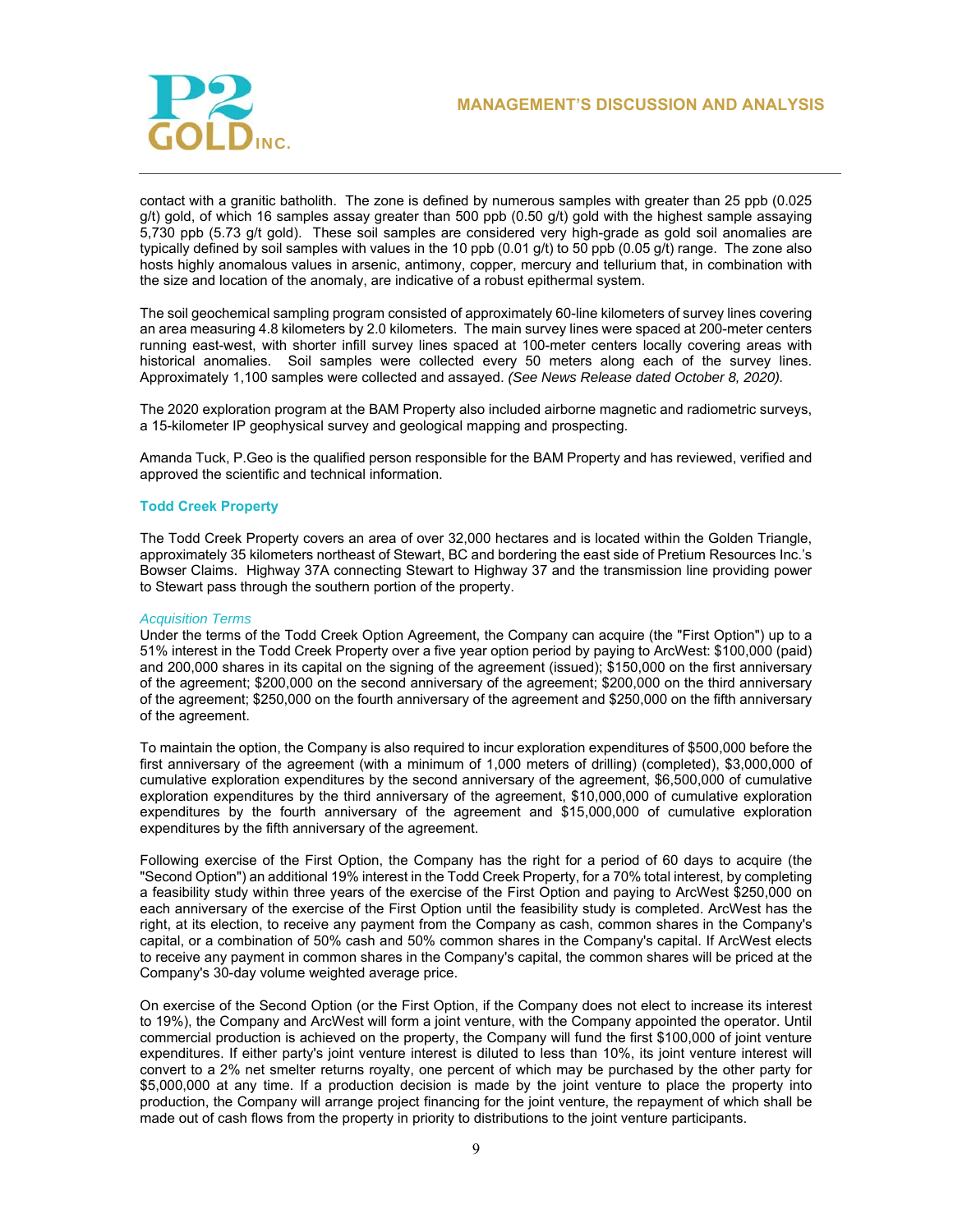contact with a granitic batholith. The zone is defined by numerous samples with greater than 25 ppb (0.025 g/t) gold, of which 16 samples assay greater than 500 ppb (0.50 g/t) gold with the highest sample assaying 5,730 ppb (5.73 g/t gold). These soil samples are considered very high-grade as gold soil anomalies are typically defined by soil samples with values in the 10 ppb (0.01 g/t) to 50 ppb (0.05 g/t) range. The zone also hosts highly anomalous values in arsenic, antimony, copper, mercury and tellurium that, in combination with the size and location of the anomaly, are indicative of a robust epithermal system.

The soil geochemical sampling program consisted of approximately 60-line kilometers of survey lines covering an area measuring 4.8 kilometers by 2.0 kilometers. The main survey lines were spaced at 200-meter centers running east-west, with shorter infill survey lines spaced at 100-meter centers locally covering areas with historical anomalies. Soil samples were collected every 50 meters along each of the survey lines. Approximately 1,100 samples were collected and assayed. *(See News Release dated October 8, 2020).*

The 2020 exploration program at the BAM Property also included airborne magnetic and radiometric surveys, a 15-kilometer IP geophysical survey and geological mapping and prospecting.

Amanda Tuck, P.Geo is the qualified person responsible for the BAM Property and has reviewed, verified and approved the scientific and technical information.

### Todd Creek Property

The Todd Creek Property covers an area of over 32,000 hectares and is located within the Golden Triangle, approximately 35 kilometers northeast of Stewart, BC and bordering the east side of Pretium Resources Inc.'s Bowser Claims. Highway 37A connecting Stewart to Highway 37 and the transmission line providing power to Stewart pass through the southern portion of the property.

*Acquisition Terms*

Under the terms of the Todd Creek Option Agreement, the Company can acquire (the "First Option") up to a 51% interest in the Todd Creek Property over a five year option period by paying to ArcWest: $100,000 (paid) and 200,000 shares in its capital on the signing of the agreement (issued); $150,000 on the first anniversary of the agreement; $200,000 on the second anniversary of the agreement; $200,000 on the third anniversary of the agreement; $250,000 on the fourth anniversary of the agreement and $250,000 on the fifth anniversary of the agreement.

To maintain the option, the Company is also required to incur exploration expenditures of $500,000 before the first anniversary of the agreement (with a minimum of 1,000 meters of drilling) (completed), $3,000,000 of cumulative exploration expenditures by the second anniversary of the agreement, $6,500,000 of cumulative exploration expenditures by the third anniversary of the agreement, $10,000,000 of cumulative exploration expenditures by the fourth anniversary of the agreement and $15,000,000 of cumulative exploration expenditures by the fifth anniversary of the agreement.

Following exercise of the First Option, the Company has the right for a period of 60 days to acquire (the "Second Option") an additional 19% interest in the Todd Creek Property, for a 70% total interest, by completing a feasibility study within three years of the exercise of the First Option and paying to ArcWest $250,000 on each anniversary of the exercise of the First Option until the feasibility study is completed. ArcWest has the right, at its election, to receive any payment from the Company as cash, common shares in the Company's capital, or a combination of 50% cash and 50% common shares in the Company's capital. If ArcWest elects to receive any payment in common shares in the Company's capital, the common shares will be priced at the Company's 30-day volume weighted average price.

On exercise of the Second Option (or the First Option, if the Company does not elect to increase its interest to 19%), the Company and ArcWest will form a joint venture, with the Company appointed the operator. Until commercial production is achieved on the property, the Company will fund the first $100,000 of joint venture expenditures. If either party's joint venture interest is diluted to less than 10%, its joint venture interest will convert to a 2% net smelter returns royalty, one percent of which may be purchased by the other party for $5,000,000 at any time. If a production decision is made by the joint venture to place the property into production, the Company will arrange project financing for the joint venture, the repayment of which shall be made out of cash flows from the property in priority to distributions to the joint venture participants.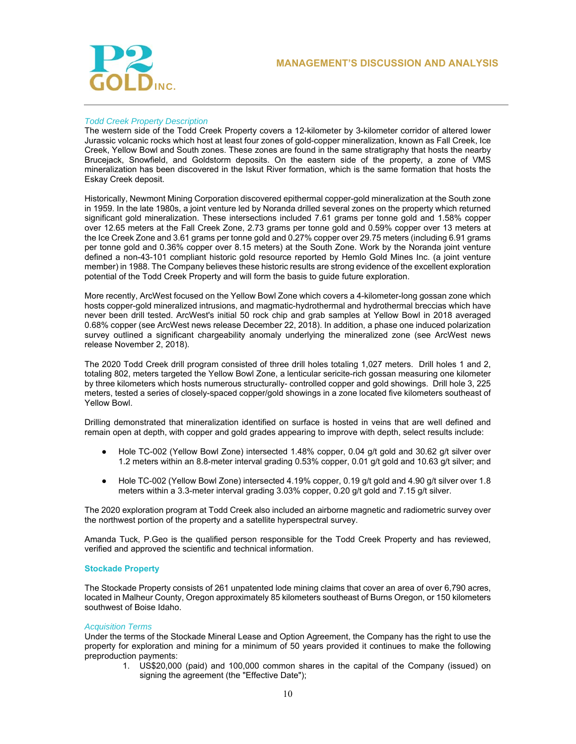*Todd Creek Property Description*

The western side of the Todd Creek Property covers a 12-kilometer by 3-kilometer corridor of altered lower Jurassic volcanic rocks which host at least four zones of gold-copper mineralization, known as Fall Creek, Ice Creek, Yellow Bowl and South zones. These zones are found in the same stratigraphy that hosts the nearby Brucejack, Snowfield, and Goldstorm deposits. On the eastern side of the property, a zone of VMS mineralization has been discovered in the Iskut River formation, which is the same formation that hosts the Eskay Creek deposit.

Historically, Newmont Mining Corporation discovered epithermal copper-gold mineralization at the South zone in 1959. In the late 1980s, a joint venture led by Noranda drilled several zones on the property which returned significant gold mineralization. These intersections included 7.61 grams per tonne gold and 1.58% copper over 12.65 meters at the Fall Creek Zone, 2.73 grams per tonne gold and 0.59% copper over 13 meters at the Ice Creek Zone and 3.61 grams per tonne gold and 0.27% copper over 29.75 meters (including 6.91 grams per tonne gold and 0.36% copper over 8.15 meters) at the South Zone. Work by the Noranda joint venture defined a non-43-101 compliant historic gold resource reported by Hemlo Gold Mines Inc. (a joint venture member) in 1988. The Company believes these historic results are strong evidence of the excellent exploration potential of the Todd Creek Property and will form the basis to guide future exploration.

More recently, ArcWest focused on the Yellow Bowl Zone which covers a 4-kilometer-long gossan zone which hosts copper-gold mineralized intrusions, and magmatic-hydrothermal and hydrothermal breccias which have never been drill tested. ArcWest's initial 50 rock chip and grab samples at Yellow Bowl in 2018 averaged 0.68% copper (see ArcWest news release December 22, 2018). In addition, a phase one induced polarization survey outlined a significant chargeability anomaly underlying the mineralized zone (see ArcWest news release November 2, 2018).

The 2020 Todd Creek drill program consisted of three drill holes totaling 1,027 meters. Drill holes 1 and 2, totaling 802, meters targeted the Yellow Bowl Zone, a lenticular sericite-rich gossan measuring one kilometer by three kilometers which hosts numerous structurally- controlled copper and gold showings. Drill hole 3, 225 meters, tested a series of closely-spaced copper/gold showings in a zone located five kilometers southeast of Yellow Bowl.

Drilling demonstrated that mineralization identified on surface is hosted in veins that are well defined and remain open at depth, with copper and gold grades appearing to improve with depth, select results include:

- Hole TC-002 (Yellow Bowl Zone) intersected 1.48% copper, 0.04 g/t gold and 30.62 g/t silver over 1.2 meters within an 8.8-meter interval grading 0.53% copper, 0.01 g/t gold and 10.63 g/t silver; and
- Hole TC-002 (Yellow Bowl Zone) intersected 4.19% copper, 0.19 g/t gold and 4.90 g/t silver over 1.8 meters within a 3.3-meter interval grading 3.03% copper, 0.20 g/t gold and 7.15 g/t silver.

The 2020 exploration program at Todd Creek also included an airborne magnetic and radiometric survey over the northwest portion of the property and a satellite hyperspectral survey.

Amanda Tuck, P.Geo is the qualified person responsible for the Todd Creek Property and has reviewed, verified and approved the scientific and technical information.

## Stockade Property

The Stockade Property consists of 261 unpatented lode mining claims that cover an area of over 6,790 acres, located in Malheur County, Oregon approximately 85 kilometers southeast of Burns Oregon, or 150 kilometers southwest of Boise Idaho.

*Acquisition Terms*

Under the terms of the Stockade Mineral Lease and Option Agreement, the Company has the right to use the property for exploration and mining for a minimum of 50 years provided it continues to make the following preproduction payments:

1. US$20,000 (paid) and 100,000 common shares in the capital of the Company (issued) on signing the agreement (the "Effective Date");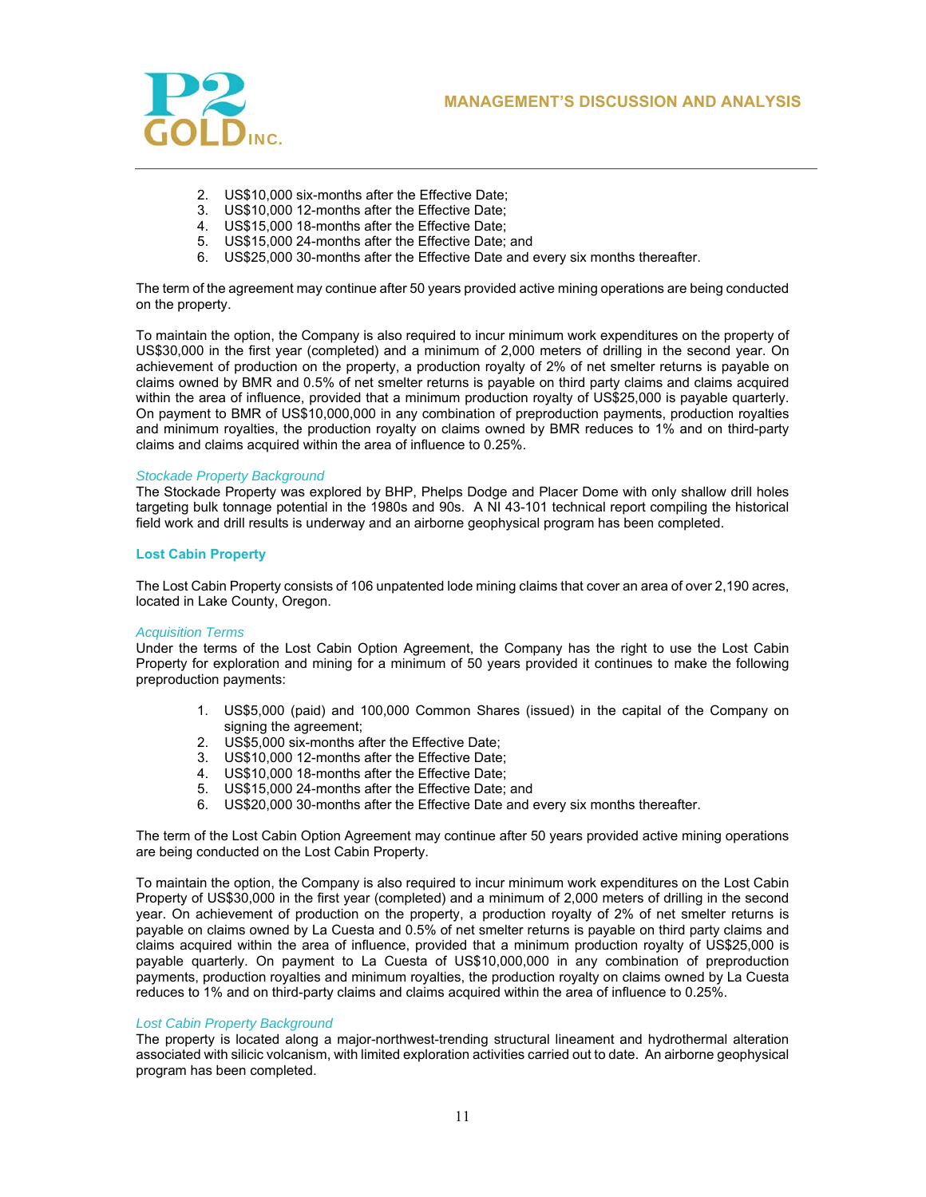2. US$10,000 six-months after the Effective Date;
3. US$10,000 12-months after the Effective Date;
4. US$15,000 18-months after the Effective Date;
5. US$15,000 24-months after the Effective Date; and
6. US$25,000 30-months after the Effective Date and every six months thereafter.

The term of the agreement may continue after 50 years provided active mining operations are being conducted on the property.

To maintain the option, the Company is also required to incur minimum work expenditures on the property of US$30,000 in the first year (completed) and a minimum of 2,000 meters of drilling in the second year. On achievement of production on the property, a production royalty of 2% of net smelter returns is payable on claims owned by BMR and 0.5% of net smelter returns is payable on third party claims and claims acquired within the area of influence, provided that a minimum production royalty of US$25,000 is payable quarterly. On payment to BMR of US$10,000,000 in any combination of preproduction payments, production royalties and minimum royalties, the production royalty on claims owned by BMR reduces to 1% and on third-party claims and claims acquired within the area of influence to 0.25%.

*Stockade Property Background*

The Stockade Property was explored by BHP, Phelps Dodge and Placer Dome with only shallow drill holes targeting bulk tonnage potential in the 1980s and 90s. A NI 43-101 technical report compiling the historical field work and drill results is underway and an airborne geophysical program has been completed.

### Lost Cabin Property

The Lost Cabin Property consists of 106 unpatented lode mining claims that cover an area of over 2,190 acres, located in Lake County, Oregon.

*Acquisition Terms*

Under the terms of the Lost Cabin Option Agreement, the Company has the right to use the Lost Cabin Property for exploration and mining for a minimum of 50 years provided it continues to make the following preproduction payments:

1. US$5,000 (paid) and 100,000 Common Shares (issued) in the capital of the Company on signing the agreement;
2. US$5,000 six-months after the Effective Date;
3. US$10,000 12-months after the Effective Date;
4. US$10,000 18-months after the Effective Date;
5. US$15,000 24-months after the Effective Date; and
6. US$20,000 30-months after the Effective Date and every six months thereafter.

The term of the Lost Cabin Option Agreement may continue after 50 years provided active mining operations are being conducted on the Lost Cabin Property.

To maintain the option, the Company is also required to incur minimum work expenditures on the Lost Cabin Property of US$30,000 in the first year (completed) and a minimum of 2,000 meters of drilling in the second year. On achievement of production on the property, a production royalty of 2% of net smelter returns is payable on claims owned by La Cuesta and 0.5% of net smelter returns is payable on third party claims and claims acquired within the area of influence, provided that a minimum production royalty of US$25,000 is payable quarterly. On payment to La Cuesta of US$10,000,000 in any combination of preproduction payments, production royalties and minimum royalties, the production royalty on claims owned by La Cuesta reduces to 1% and on third-party claims and claims acquired within the area of influence to 0.25%.

*Lost Cabin Property Background*

The property is located along a major-northwest-trending structural lineament and hydrothermal alteration associated with silicic volcanism, with limited exploration activities carried out to date. An airborne geophysical program has been completed.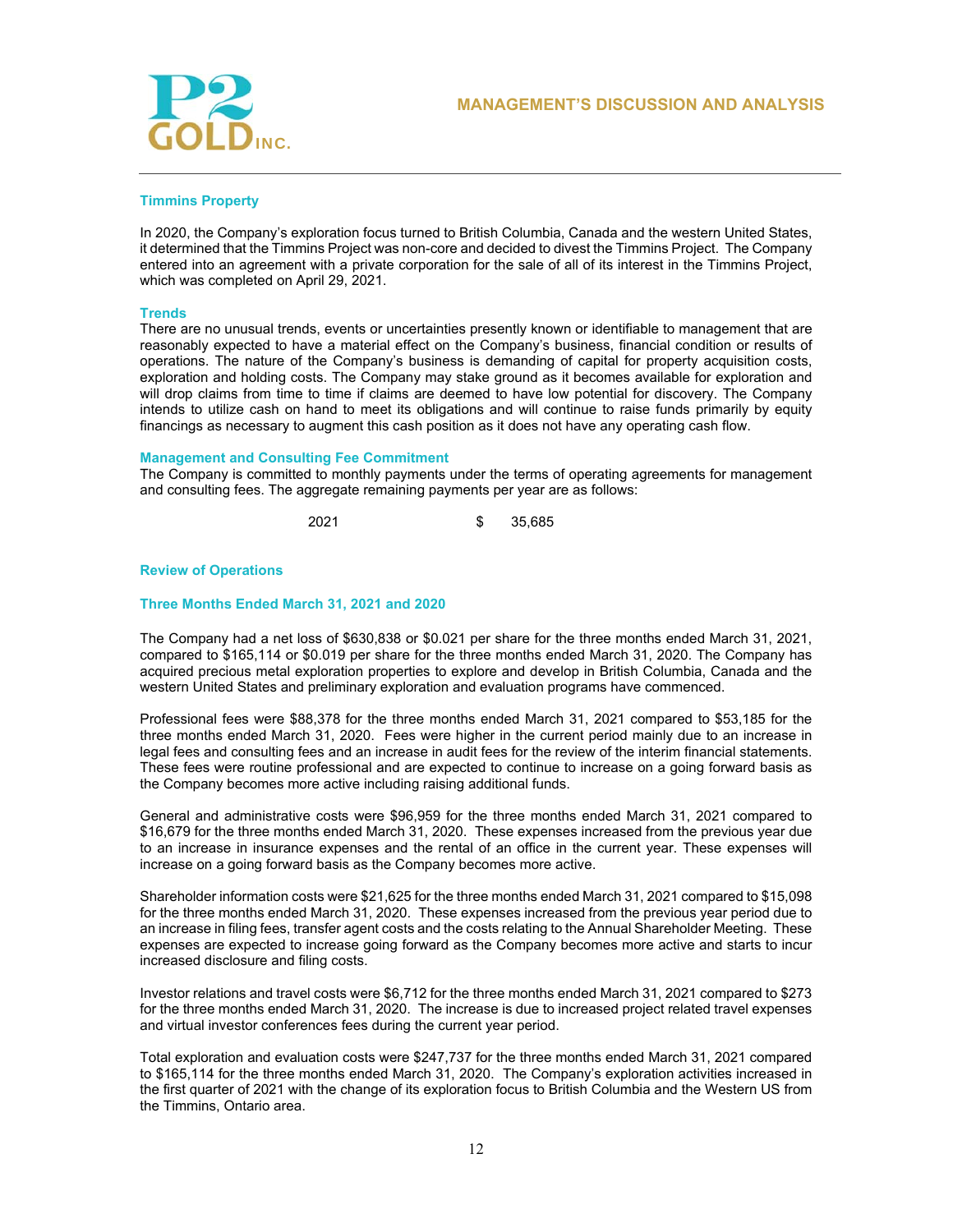### Timmins Property

In 2020, the Company's exploration focus turned to British Columbia, Canada and the western United States, it determined that the Timmins Project was non-core and decided to divest the Timmins Project. The Company entered into an agreement with a private corporation for the sale of all of its interest in the Timmins Project, which was completed on April 29, 2021.

### Trends

There are no unusual trends, events or uncertainties presently known or identifiable to management that are reasonably expected to have a material effect on the Company's business, financial condition or results of operations. The nature of the Company's business is demanding of capital for property acquisition costs, exploration and holding costs. The Company may stake ground as it becomes available for exploration and will drop claims from time to time if claims are deemed to have low potential for discovery. The Company intends to utilize cash on hand to meet its obligations and will continue to raise funds primarily by equity financings as necessary to augment this cash position as it does not have any operating cash flow.

### Management and Consulting Fee Commitment

The Company is committed to monthly payments under the terms of operating agreements for management and consulting fees. The aggregate remaining payments per year are as follows:

| | | |
|---|---|---|
| 2021 | $ | 35,685 |

### Review of Operations

### Three Months Ended March 31, 2021 and 2020

The Company had a net loss of $630,838 or $0.021 per share for the three months ended March 31, 2021, compared to $165,114 or $0.019 per share for the three months ended March 31, 2020. The Company has acquired precious metal exploration properties to explore and develop in British Columbia, Canada and the western United States and preliminary exploration and evaluation programs have commenced.

Professional fees were $88,378 for the three months ended March 31, 2021 compared to $53,185 for the three months ended March 31, 2020. Fees were higher in the current period mainly due to an increase in legal fees and consulting fees and an increase in audit fees for the review of the interim financial statements. These fees were routine professional and are expected to continue to increase on a going forward basis as the Company becomes more active including raising additional funds.

General and administrative costs were $96,959 for the three months ended March 31, 2021 compared to $16,679 for the three months ended March 31, 2020. These expenses increased from the previous year due to an increase in insurance expenses and the rental of an office in the current year. These expenses will increase on a going forward basis as the Company becomes more active.

Shareholder information costs were $21,625 for the three months ended March 31, 2021 compared to $15,098 for the three months ended March 31, 2020. These expenses increased from the previous year period due to an increase in filing fees, transfer agent costs and the costs relating to the Annual Shareholder Meeting. These expenses are expected to increase going forward as the Company becomes more active and starts to incur increased disclosure and filing costs.

Investor relations and travel costs were $6,712 for the three months ended March 31, 2021 compared to $273 for the three months ended March 31, 2020. The increase is due to increased project related travel expenses and virtual investor conferences fees during the current year period.

Total exploration and evaluation costs were $247,737 for the three months ended March 31, 2021 compared to $165,114 for the three months ended March 31, 2020. The Company's exploration activities increased in the first quarter of 2021 with the change of its exploration focus to British Columbia and the Western US from the Timmins, Ontario area.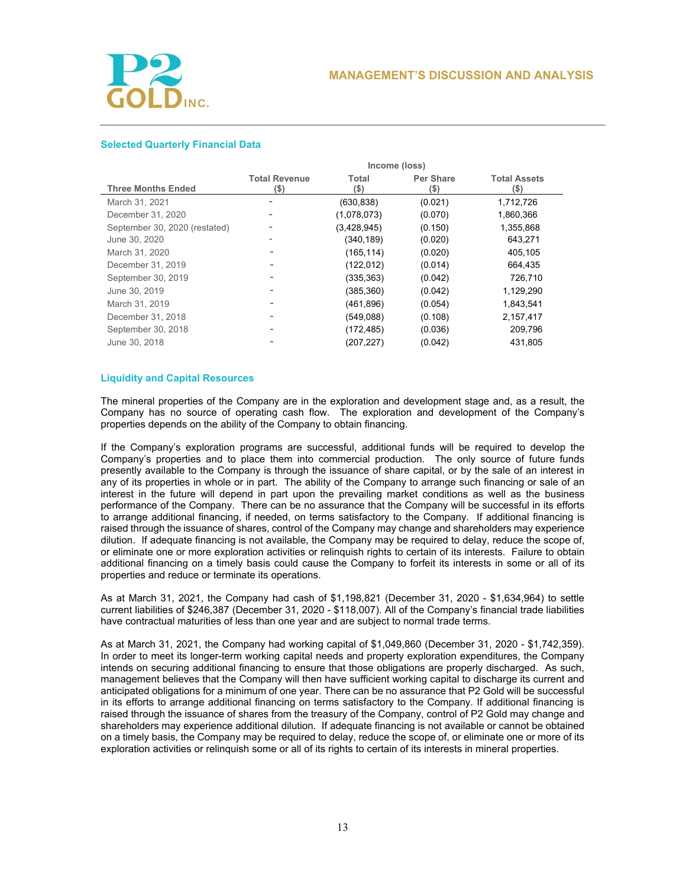### Selected Quarterly Financial Data

| Three Months Ended | Total Revenue ($) | Income (loss) Total ($) | Income (loss) Per Share ($) | Total Assets ($) |
|---|---|---|---|---|
| March 31, 2021 | - | (630,838) | (0.021) | 1,712,726 |
| December 31, 2020 | - | (1,078,073) | (0.070) | 1,860,366 |
| September 30, 2020 (restated) | - | (3,428,945) | (0.150) | 1,355,868 |
| June 30, 2020 | - | (340,189) | (0.020) | 643,271 |
| March 31, 2020 | - | (165,114) | (0.020) | 405,105 |
| December 31, 2019 | - | (122,012) | (0.014) | 664,435 |
| September 30, 2019 | - | (335,363) | (0.042) | 726,710 |
| June 30, 2019 | - | (385,360) | (0.042) | 1,129,290 |
| March 31, 2019 | - | (461,896) | (0.054) | 1,843,541 |
| December 31, 2018 | - | (549,088) | (0.108) | 2,157,417 |
| September 30, 2018 | - | (172,485) | (0.036) | 209,796 |
| June 30, 2018 | - | (207,227) | (0.042) | 431,805 |

### Liquidity and Capital Resources

The mineral properties of the Company are in the exploration and development stage and, as a result, the Company has no source of operating cash flow. The exploration and development of the Company's properties depends on the ability of the Company to obtain financing.

If the Company's exploration programs are successful, additional funds will be required to develop the Company's properties and to place them into commercial production. The only source of future funds presently available to the Company is through the issuance of share capital, or by the sale of an interest in any of its properties in whole or in part. The ability of the Company to arrange such financing or sale of an interest in the future will depend in part upon the prevailing market conditions as well as the business performance of the Company. There can be no assurance that the Company will be successful in its efforts to arrange additional financing, if needed, on terms satisfactory to the Company. If additional financing is raised through the issuance of shares, control of the Company may change and shareholders may experience dilution. If adequate financing is not available, the Company may be required to delay, reduce the scope of, or eliminate one or more exploration activities or relinquish rights to certain of its interests. Failure to obtain additional financing on a timely basis could cause the Company to forfeit its interests in some or all of its properties and reduce or terminate its operations.

As at March 31, 2021, the Company had cash of $1,198,821 (December 31, 2020 - $1,634,964) to settle current liabilities of $246,387 (December 31, 2020 - $118,007). All of the Company's financial trade liabilities have contractual maturities of less than one year and are subject to normal trade terms.

As at March 31, 2021, the Company had working capital of $1,049,860 (December 31, 2020 - $1,742,359). In order to meet its longer-term working capital needs and property exploration expenditures, the Company intends on securing additional financing to ensure that those obligations are properly discharged. As such, management believes that the Company will then have sufficient working capital to discharge its current and anticipated obligations for a minimum of one year. There can be no assurance that P2 Gold will be successful in its efforts to arrange additional financing on terms satisfactory to the Company. If additional financing is raised through the issuance of shares from the treasury of the Company, control of P2 Gold may change and shareholders may experience additional dilution. If adequate financing is not available or cannot be obtained on a timely basis, the Company may be required to delay, reduce the scope of, or eliminate one or more of its exploration activities or relinquish some or all of its rights to certain of its interests in mineral properties.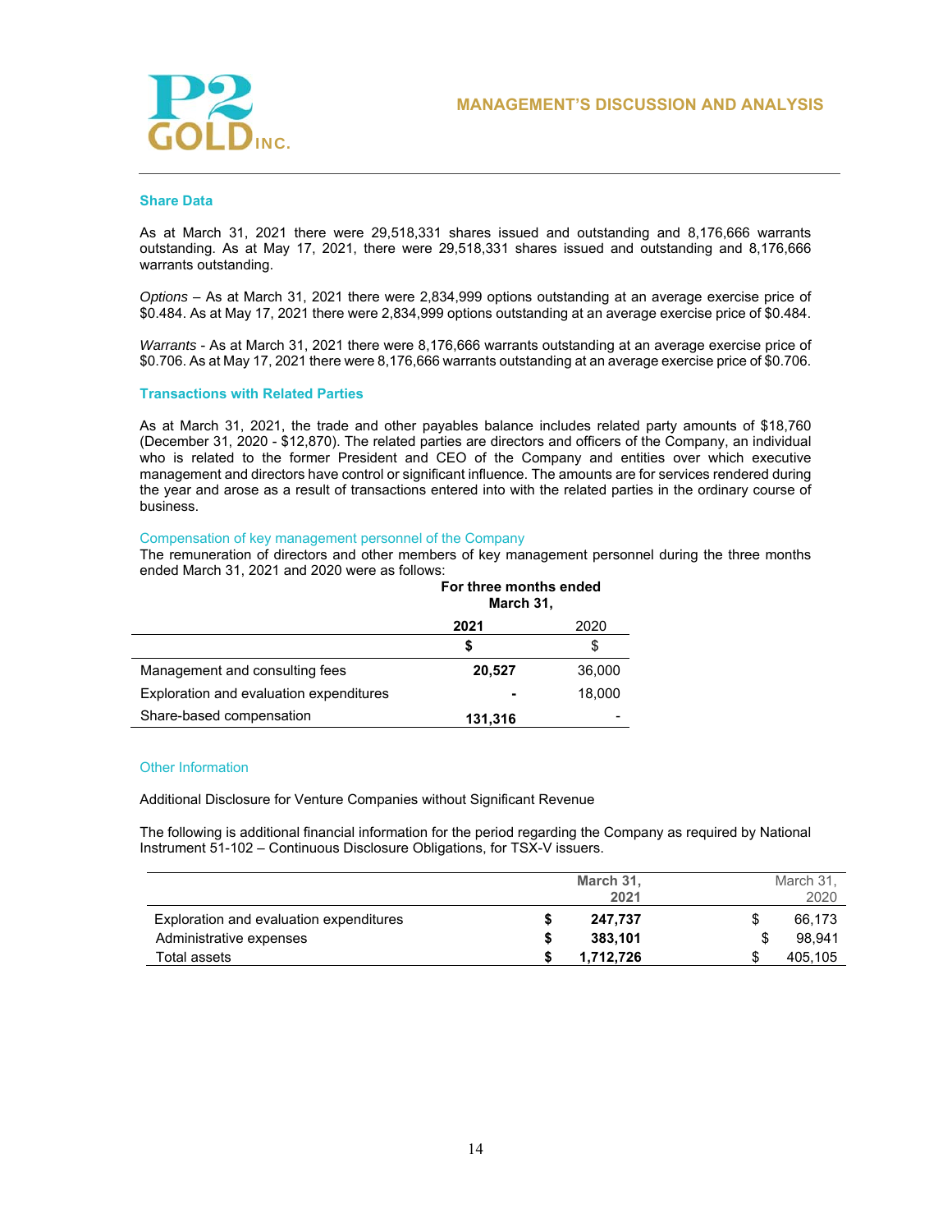### Share Data

As at March 31, 2021 there were 29,518,331 shares issued and outstanding and 8,176,666 warrants outstanding. As at May 17, 2021, there were 29,518,331 shares issued and outstanding and 8,176,666 warrants outstanding.

*Options* – As at March 31, 2021 there were 2,834,999 options outstanding at an average exercise price of $0.484. As at May 17, 2021 there were 2,834,999 options outstanding at an average exercise price of $0.484.

*Warrants* - As at March 31, 2021 there were 8,176,666 warrants outstanding at an average exercise price of $0.706. As at May 17, 2021 there were 8,176,666 warrants outstanding at an average exercise price of $0.706.

### Transactions with Related Parties

As at March 31, 2021, the trade and other payables balance includes related party amounts of $18,760 (December 31, 2020 - $12,870). The related parties are directors and officers of the Company, an individual who is related to the former President and CEO of the Company and entities over which executive management and directors have control or significant influence. The amounts are for services rendered during the year and arose as a result of transactions entered into with the related parties in the ordinary course of business.

Compensation of key management personnel of the Company

The remuneration of directors and other members of key management personnel during the three months ended March 31, 2021 and 2020 were as follows:

| | For three months ended March 31, | |
|---|---|---|
| | **2021** | 2020 |
| | **$** | $ |
| Management and consulting fees | **20,527** | 36,000 |
| Exploration and evaluation expenditures | **-** | 18,000 |
| Share-based compensation | **131,316** | - |

### Other Information

Additional Disclosure for Venture Companies without Significant Revenue

The following is additional financial information for the period regarding the Company as required by National Instrument 51-102 – Continuous Disclosure Obligations, for TSX-V issuers.

| | **March 31, 2021** | March 31, 2020 |
|---|---|---|
| Exploration and evaluation expenditures | **$ 247,737** | $ 66,173 |
| Administrative expenses | **$ 383,101** | $ 98,941 |
| Total assets | **$ 1,712,726** | $ 405,105 |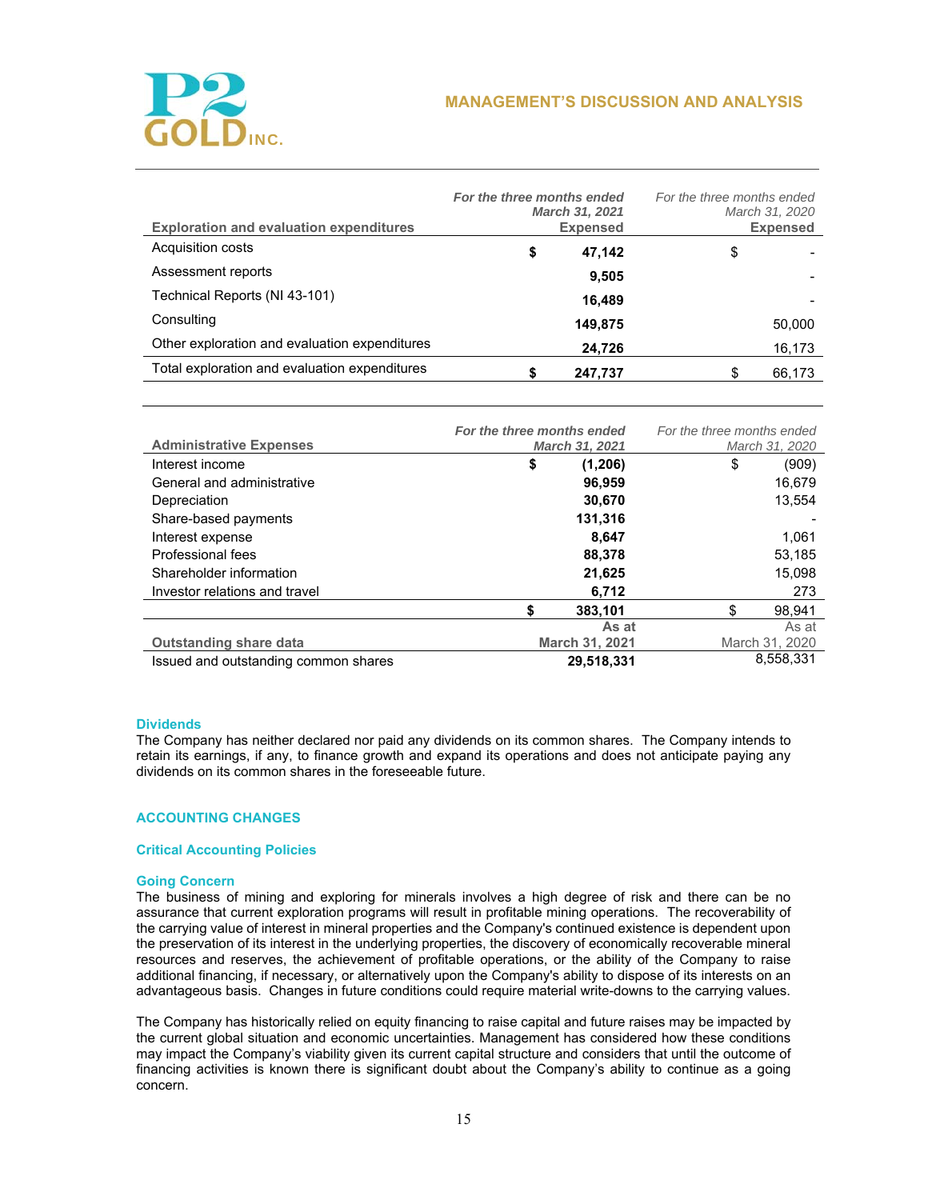| Exploration and evaluation expenditures | *For the three months ended March 31, 2021* **Expensed** | *For the three months ended March 31, 2020* **Expensed** |
|---|---|---|
| Acquisition costs | **$ 47,142** | $ - |
| Assessment reports | **9,505** | - |
| Technical Reports (NI 43-101) | **16,489** | - |
| Consulting | **149,875** | 50,000 |
| Other exploration and evaluation expenditures | **24,726** | 16,173 |
| Total exploration and evaluation expenditures | **$ 247,737** | $ 66,173 |

| Administrative Expenses | *For the three months ended March 31, 2021* | *For the three months ended March 31, 2020* |
|---|---|---|
| Interest income | **$ (1,206)** | $ (909) |
| General and administrative | **96,959** | 16,679 |
| Depreciation | **30,670** | 13,554 |
| Share-based payments | **131,316** | - |
| Interest expense | **8,647** | 1,061 |
| Professional fees | **88,378** | 53,185 |
| Shareholder information | **21,625** | 15,098 |
| Investor relations and travel | **6,712** | 273 |
| | **$ 383,101** | $ 98,941 |

| Outstanding share data | **As at March 31, 2021** | As at March 31, 2020 |
|---|---|---|
| Issued and outstanding common shares | **29,518,331** | 8,558,331 |

### Dividends

The Company has neither declared nor paid any dividends on its common shares. The Company intends to retain its earnings, if any, to finance growth and expand its operations and does not anticipate paying any dividends on its common shares in the foreseeable future.

## ACCOUNTING CHANGES

### Critical Accounting Policies

### Going Concern

The business of mining and exploring for minerals involves a high degree of risk and there can be no assurance that current exploration programs will result in profitable mining operations. The recoverability of the carrying value of interest in mineral properties and the Company's continued existence is dependent upon the preservation of its interest in the underlying properties, the discovery of economically recoverable mineral resources and reserves, the achievement of profitable operations, or the ability of the Company to raise additional financing, if necessary, or alternatively upon the Company's ability to dispose of its interests on an advantageous basis. Changes in future conditions could require material write-downs to the carrying values.

The Company has historically relied on equity financing to raise capital and future raises may be impacted by the current global situation and economic uncertainties. Management has considered how these conditions may impact the Company's viability given its current capital structure and considers that until the outcome of financing activities is known there is significant doubt about the Company's ability to continue as a going concern.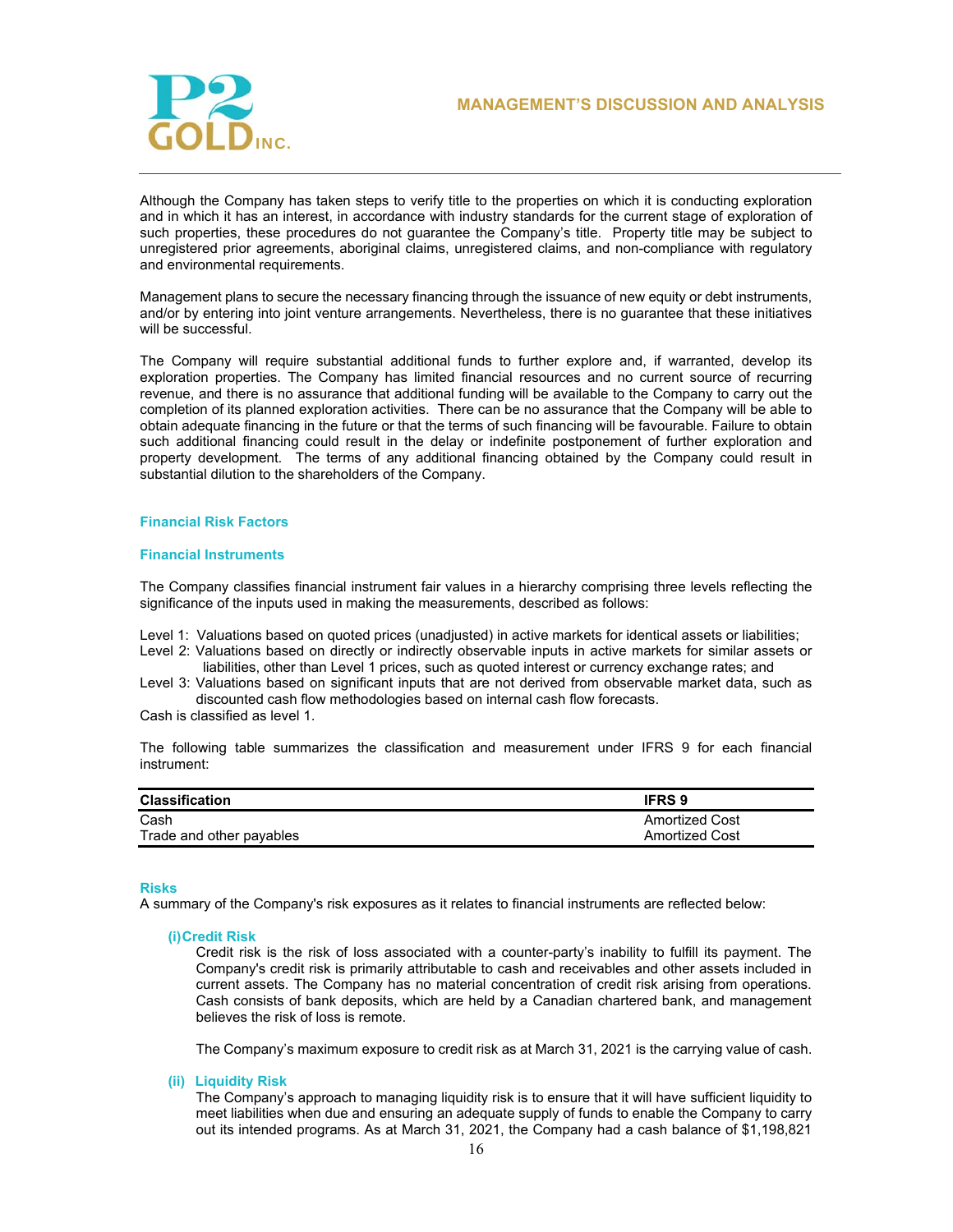Although the Company has taken steps to verify title to the properties on which it is conducting exploration and in which it has an interest, in accordance with industry standards for the current stage of exploration of such properties, these procedures do not guarantee the Company's title. Property title may be subject to unregistered prior agreements, aboriginal claims, unregistered claims, and non-compliance with regulatory and environmental requirements.

Management plans to secure the necessary financing through the issuance of new equity or debt instruments, and/or by entering into joint venture arrangements. Nevertheless, there is no guarantee that these initiatives will be successful.

The Company will require substantial additional funds to further explore and, if warranted, develop its exploration properties. The Company has limited financial resources and no current source of recurring revenue, and there is no assurance that additional funding will be available to the Company to carry out the completion of its planned exploration activities. There can be no assurance that the Company will be able to obtain adequate financing in the future or that the terms of such financing will be favourable. Failure to obtain such additional financing could result in the delay or indefinite postponement of further exploration and property development. The terms of any additional financing obtained by the Company could result in substantial dilution to the shareholders of the Company.

## Financial Risk Factors

### Financial Instruments

The Company classifies financial instrument fair values in a hierarchy comprising three levels reflecting the significance of the inputs used in making the measurements, described as follows:

Level 1: Valuations based on quoted prices (unadjusted) in active markets for identical assets or liabilities;
Level 2: Valuations based on directly or indirectly observable inputs in active markets for similar assets or liabilities, other than Level 1 prices, such as quoted interest or currency exchange rates; and
Level 3: Valuations based on significant inputs that are not derived from observable market data, such as discounted cash flow methodologies based on internal cash flow forecasts.
Cash is classified as level 1.

The following table summarizes the classification and measurement under IFRS 9 for each financial instrument:

| Classification | IFRS 9 |
|---|---|
| Cash | Amortized Cost |
| Trade and other payables | Amortized Cost |

### Risks

A summary of the Company's risk exposures as it relates to financial instruments are reflected below:

**(i) Credit Risk**

Credit risk is the risk of loss associated with a counter-party's inability to fulfill its payment. The Company's credit risk is primarily attributable to cash and receivables and other assets included in current assets. The Company has no material concentration of credit risk arising from operations. Cash consists of bank deposits, which are held by a Canadian chartered bank, and management believes the risk of loss is remote.

The Company's maximum exposure to credit risk as at March 31, 2021 is the carrying value of cash.

**(ii) Liquidity Risk**

The Company's approach to managing liquidity risk is to ensure that it will have sufficient liquidity to meet liabilities when due and ensuring an adequate supply of funds to enable the Company to carry out its intended programs. As at March 31, 2021, the Company had a cash balance of $1,198,821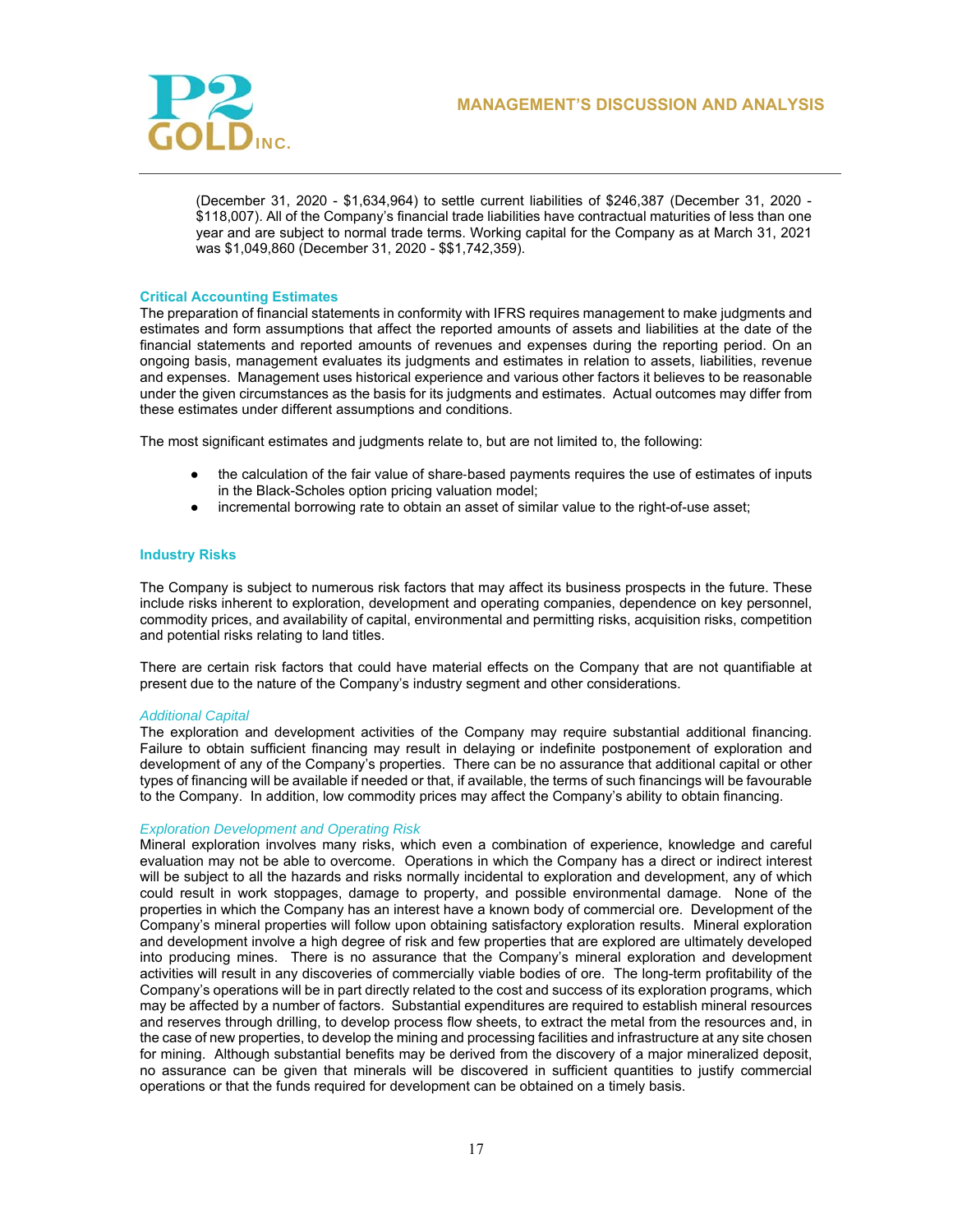(December 31, 2020 - $1,634,964) to settle current liabilities of $246,387 (December 31, 2020 - $118,007). All of the Company's financial trade liabilities have contractual maturities of less than one year and are subject to normal trade terms. Working capital for the Company as at March 31, 2021 was $1,049,860 (December 31, 2020 - $$1,742,359).

## Critical Accounting Estimates

The preparation of financial statements in conformity with IFRS requires management to make judgments and estimates and form assumptions that affect the reported amounts of assets and liabilities at the date of the financial statements and reported amounts of revenues and expenses during the reporting period. On an ongoing basis, management evaluates its judgments and estimates in relation to assets, liabilities, revenue and expenses. Management uses historical experience and various other factors it believes to be reasonable under the given circumstances as the basis for its judgments and estimates. Actual outcomes may differ from these estimates under different assumptions and conditions.

The most significant estimates and judgments relate to, but are not limited to, the following:

- the calculation of the fair value of share-based payments requires the use of estimates of inputs in the Black-Scholes option pricing valuation model;
- incremental borrowing rate to obtain an asset of similar value to the right-of-use asset;

## Industry Risks

The Company is subject to numerous risk factors that may affect its business prospects in the future. These include risks inherent to exploration, development and operating companies, dependence on key personnel, commodity prices, and availability of capital, environmental and permitting risks, acquisition risks, competition and potential risks relating to land titles.

There are certain risk factors that could have material effects on the Company that are not quantifiable at present due to the nature of the Company's industry segment and other considerations.

### *Additional Capital*

The exploration and development activities of the Company may require substantial additional financing. Failure to obtain sufficient financing may result in delaying or indefinite postponement of exploration and development of any of the Company's properties. There can be no assurance that additional capital or other types of financing will be available if needed or that, if available, the terms of such financings will be favourable to the Company. In addition, low commodity prices may affect the Company's ability to obtain financing.

### *Exploration Development and Operating Risk*

Mineral exploration involves many risks, which even a combination of experience, knowledge and careful evaluation may not be able to overcome. Operations in which the Company has a direct or indirect interest will be subject to all the hazards and risks normally incidental to exploration and development, any of which could result in work stoppages, damage to property, and possible environmental damage. None of the properties in which the Company has an interest have a known body of commercial ore. Development of the Company's mineral properties will follow upon obtaining satisfactory exploration results. Mineral exploration and development involve a high degree of risk and few properties that are explored are ultimately developed into producing mines. There is no assurance that the Company's mineral exploration and development activities will result in any discoveries of commercially viable bodies of ore. The long-term profitability of the Company's operations will be in part directly related to the cost and success of its exploration programs, which may be affected by a number of factors. Substantial expenditures are required to establish mineral resources and reserves through drilling, to develop process flow sheets, to extract the metal from the resources and, in the case of new properties, to develop the mining and processing facilities and infrastructure at any site chosen for mining. Although substantial benefits may be derived from the discovery of a major mineralized deposit, no assurance can be given that minerals will be discovered in sufficient quantities to justify commercial operations or that the funds required for development can be obtained on a timely basis.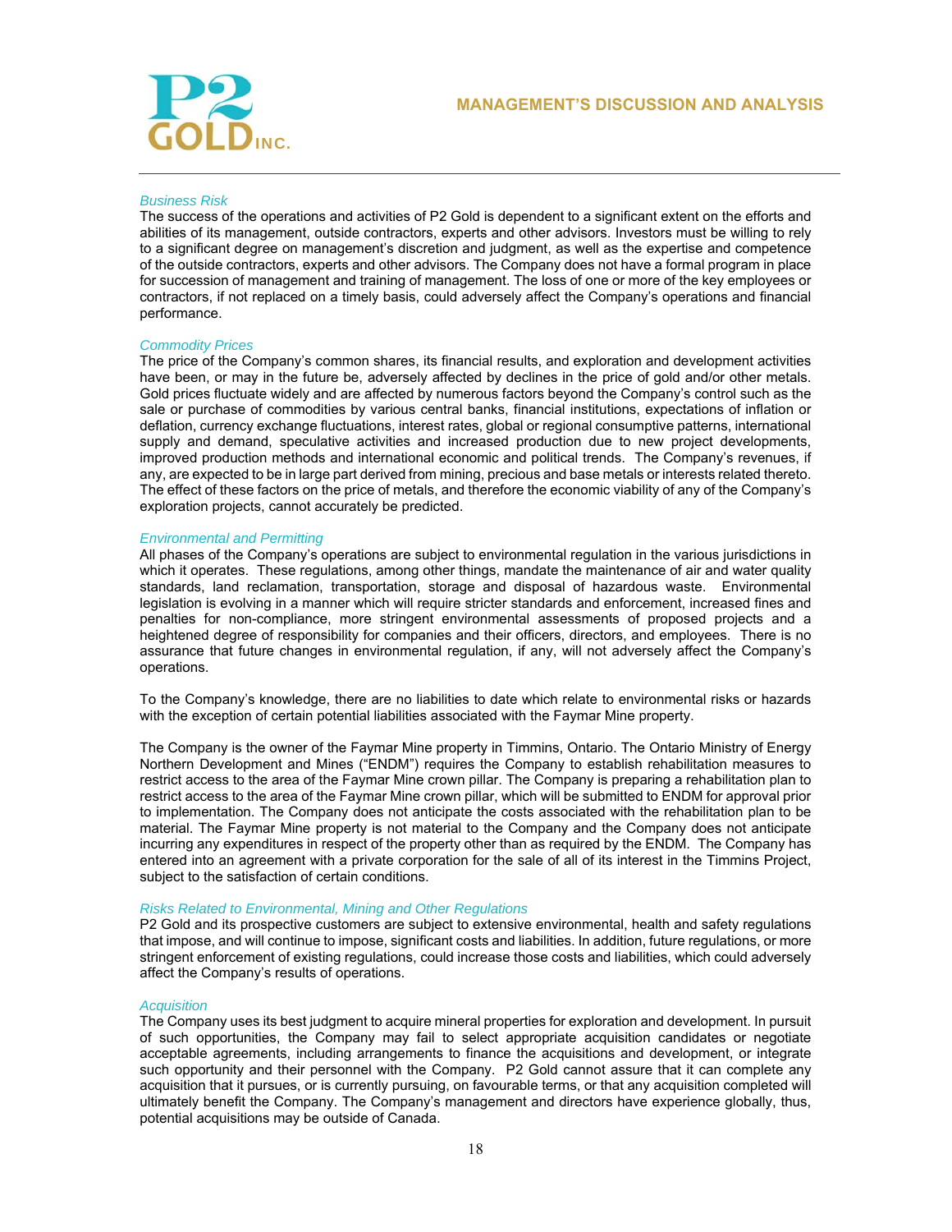*Business Risk*
The success of the operations and activities of P2 Gold is dependent to a significant extent on the efforts and abilities of its management, outside contractors, experts and other advisors. Investors must be willing to rely to a significant degree on management's discretion and judgment, as well as the expertise and competence of the outside contractors, experts and other advisors. The Company does not have a formal program in place for succession of management and training of management. The loss of one or more of the key employees or contractors, if not replaced on a timely basis, could adversely affect the Company's operations and financial performance.

*Commodity Prices*
The price of the Company's common shares, its financial results, and exploration and development activities have been, or may in the future be, adversely affected by declines in the price of gold and/or other metals. Gold prices fluctuate widely and are affected by numerous factors beyond the Company's control such as the sale or purchase of commodities by various central banks, financial institutions, expectations of inflation or deflation, currency exchange fluctuations, interest rates, global or regional consumptive patterns, international supply and demand, speculative activities and increased production due to new project developments, improved production methods and international economic and political trends. The Company's revenues, if any, are expected to be in large part derived from mining, precious and base metals or interests related thereto. The effect of these factors on the price of metals, and therefore the economic viability of any of the Company's exploration projects, cannot accurately be predicted.

*Environmental and Permitting*
All phases of the Company's operations are subject to environmental regulation in the various jurisdictions in which it operates. These regulations, among other things, mandate the maintenance of air and water quality standards, land reclamation, transportation, storage and disposal of hazardous waste. Environmental legislation is evolving in a manner which will require stricter standards and enforcement, increased fines and penalties for non-compliance, more stringent environmental assessments of proposed projects and a heightened degree of responsibility for companies and their officers, directors, and employees. There is no assurance that future changes in environmental regulation, if any, will not adversely affect the Company's operations.

To the Company's knowledge, there are no liabilities to date which relate to environmental risks or hazards with the exception of certain potential liabilities associated with the Faymar Mine property.

The Company is the owner of the Faymar Mine property in Timmins, Ontario. The Ontario Ministry of Energy Northern Development and Mines ("ENDM") requires the Company to establish rehabilitation measures to restrict access to the area of the Faymar Mine crown pillar. The Company is preparing a rehabilitation plan to restrict access to the area of the Faymar Mine crown pillar, which will be submitted to ENDM for approval prior to implementation. The Company does not anticipate the costs associated with the rehabilitation plan to be material. The Faymar Mine property is not material to the Company and the Company does not anticipate incurring any expenditures in respect of the property other than as required by the ENDM. The Company has entered into an agreement with a private corporation for the sale of all of its interest in the Timmins Project, subject to the satisfaction of certain conditions.

*Risks Related to Environmental, Mining and Other Regulations*
P2 Gold and its prospective customers are subject to extensive environmental, health and safety regulations that impose, and will continue to impose, significant costs and liabilities. In addition, future regulations, or more stringent enforcement of existing regulations, could increase those costs and liabilities, which could adversely affect the Company's results of operations.

*Acquisition*
The Company uses its best judgment to acquire mineral properties for exploration and development. In pursuit of such opportunities, the Company may fail to select appropriate acquisition candidates or negotiate acceptable agreements, including arrangements to finance the acquisitions and development, or integrate such opportunity and their personnel with the Company. P2 Gold cannot assure that it can complete any acquisition that it pursues, or is currently pursuing, on favourable terms, or that any acquisition completed will ultimately benefit the Company. The Company's management and directors have experience globally, thus, potential acquisitions may be outside of Canada.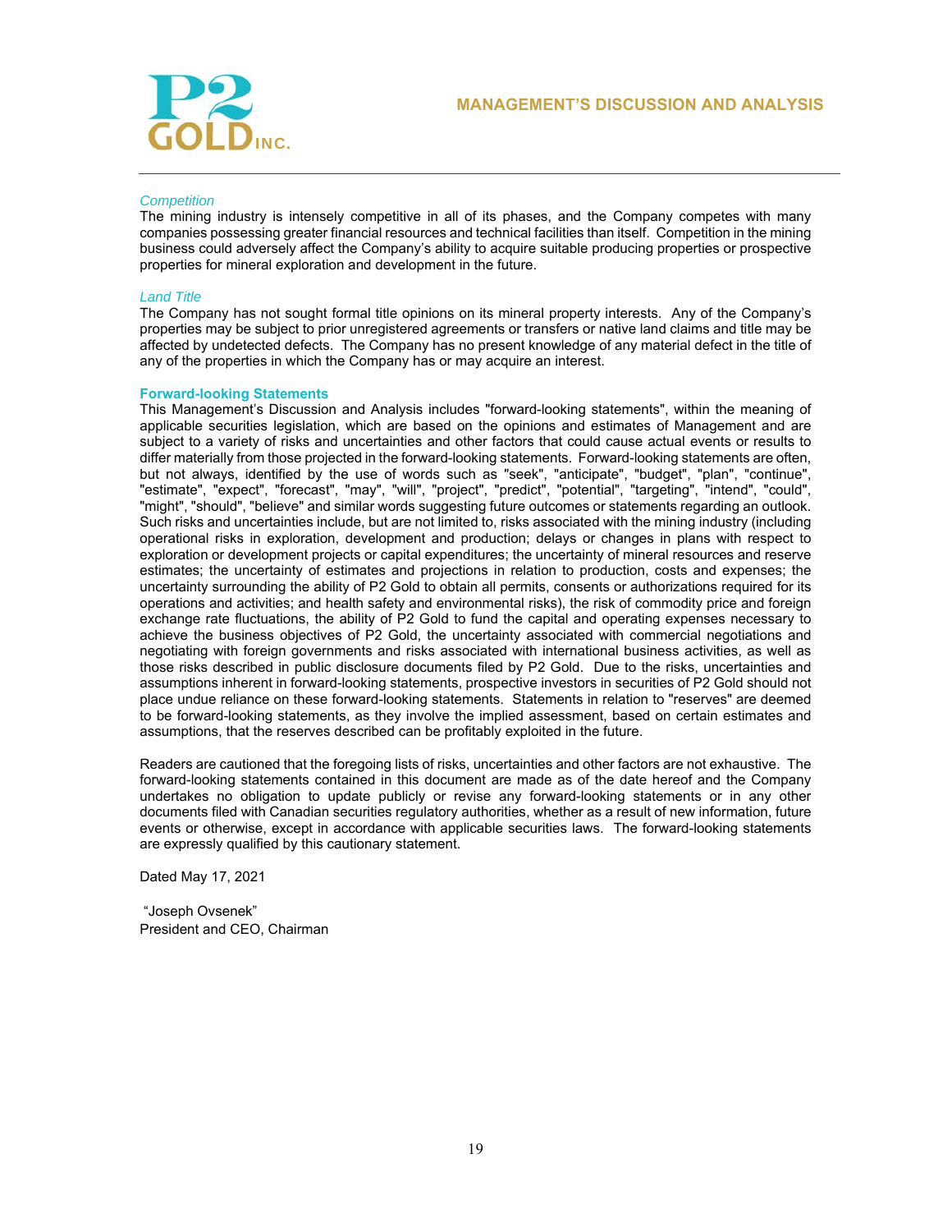*Competition*

The mining industry is intensely competitive in all of its phases, and the Company competes with many companies possessing greater financial resources and technical facilities than itself. Competition in the mining business could adversely affect the Company's ability to acquire suitable producing properties or prospective properties for mineral exploration and development in the future.

*Land Title*

The Company has not sought formal title opinions on its mineral property interests. Any of the Company's properties may be subject to prior unregistered agreements or transfers or native land claims and title may be affected by undetected defects. The Company has no present knowledge of any material defect in the title of any of the properties in which the Company has or may acquire an interest.

**Forward-looking Statements**

This Management's Discussion and Analysis includes "forward-looking statements", within the meaning of applicable securities legislation, which are based on the opinions and estimates of Management and are subject to a variety of risks and uncertainties and other factors that could cause actual events or results to differ materially from those projected in the forward-looking statements. Forward-looking statements are often, but not always, identified by the use of words such as "seek", "anticipate", "budget", "plan", "continue", "estimate", "expect", "forecast", "may", "will", "project", "predict", "potential", "targeting", "intend", "could", "might", "should", "believe" and similar words suggesting future outcomes or statements regarding an outlook. Such risks and uncertainties include, but are not limited to, risks associated with the mining industry (including operational risks in exploration, development and production; delays or changes in plans with respect to exploration or development projects or capital expenditures; the uncertainty of mineral resources and reserve estimates; the uncertainty of estimates and projections in relation to production, costs and expenses; the uncertainty surrounding the ability of P2 Gold to obtain all permits, consents or authorizations required for its operations and activities; and health safety and environmental risks), the risk of commodity price and foreign exchange rate fluctuations, the ability of P2 Gold to fund the capital and operating expenses necessary to achieve the business objectives of P2 Gold, the uncertainty associated with commercial negotiations and negotiating with foreign governments and risks associated with international business activities, as well as those risks described in public disclosure documents filed by P2 Gold. Due to the risks, uncertainties and assumptions inherent in forward-looking statements, prospective investors in securities of P2 Gold should not place undue reliance on these forward-looking statements. Statements in relation to "reserves" are deemed to be forward-looking statements, as they involve the implied assessment, based on certain estimates and assumptions, that the reserves described can be profitably exploited in the future.

Readers are cautioned that the foregoing lists of risks, uncertainties and other factors are not exhaustive. The forward-looking statements contained in this document are made as of the date hereof and the Company undertakes no obligation to update publicly or revise any forward-looking statements or in any other documents filed with Canadian securities regulatory authorities, whether as a result of new information, future events or otherwise, except in accordance with applicable securities laws. The forward-looking statements are expressly qualified by this cautionary statement.

Dated May 17, 2021

"Joseph Ovsenek"
President and CEO, Chairman